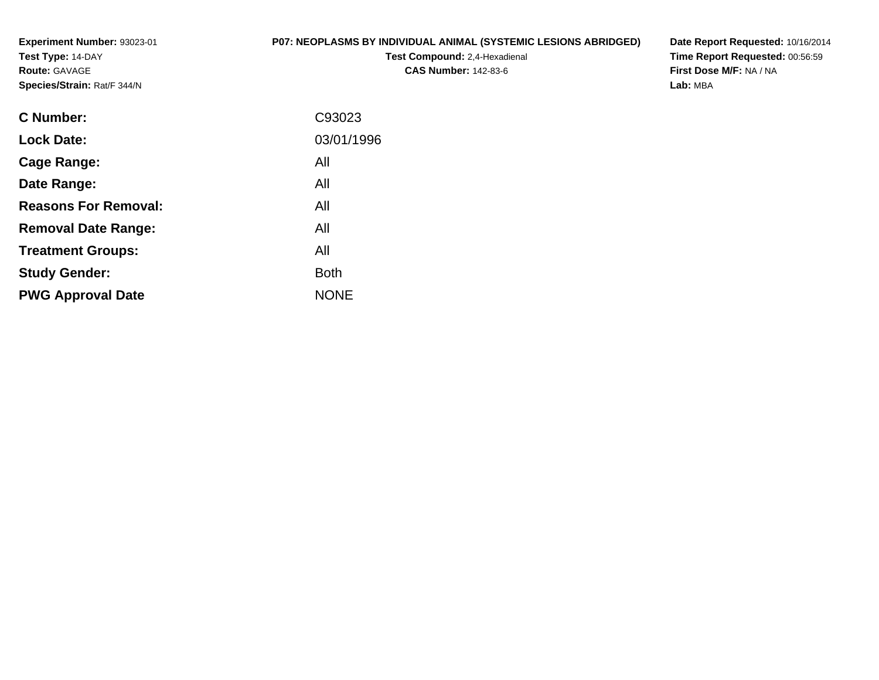**Experiment Number:** 93023-01
**Test Type:** 14-DAY
**Route:** GAVAGE
**Species/Strain:** Rat/F 344/N

**P07: NEOPLASMS BY INDIVIDUAL ANIMAL (SYSTEMIC LESIONS ABRIDGED)**
**Test Compound:** 2,4-Hexadienal
**CAS Number:** 142-83-6

**Date Report Requested:** 10/16/2014
**Time Report Requested:** 00:56:59
**First Dose M/F:** NA / NA
**Lab:** MBA

| | |
|---|---|
| **C Number:** | C93023 |
| **Lock Date:** | 03/01/1996 |
| **Cage Range:** | All |
| **Date Range:** | All |
| **Reasons For Removal:** | All |
| **Removal Date Range:** | All |
| **Treatment Groups:** | All |
| **Study Gender:** | Both |
| **PWG Approval Date** | NONE |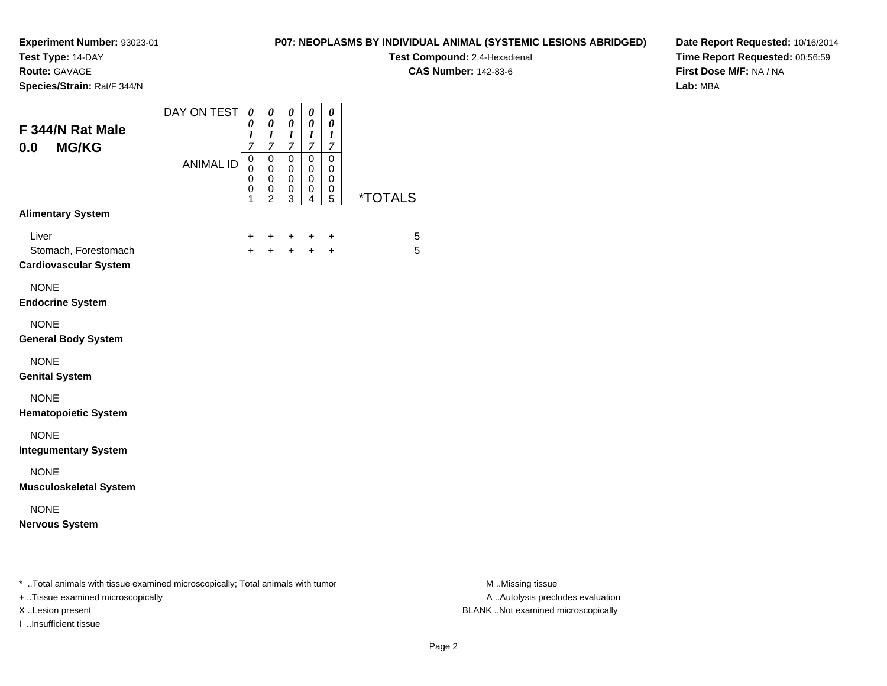**Experiment Number:** 93023-01
**Test Type:** 14-DAY
**Route:** GAVAGE
**Species/Strain:** Rat/F 344/N

**P07: NEOPLASMS BY INDIVIDUAL ANIMAL (SYSTEMIC LESIONS ABRIDGED)**
**Test Compound:** 2,4-Hexadienal
**CAS Number:** 142-83-6

**Date Report Requested:** 10/16/2014
**Time Report Requested:** 00:56:59
**First Dose M/F:** NA / NA
**Lab:** MBA

## F 344/N Rat Male
## 0.0 MG/KG

| DAY ON TEST | 0017 | 0017 | 0017 | 0017 | 0017 | |
|---|---|---|---|---|---|---|
| ANIMAL ID | 00001 | 00002 | 00003 | 00004 | 00005 | *TOTALS |
| **Alimentary System** | | | | | | |
| Liver | + | + | + | + | + | 5 |
| Stomach, Forestomach | + | + | + | + | + | 5 |
| **Cardiovascular System** | | | | | | |
| NONE | | | | | | |
| **Endocrine System** | | | | | | |
| NONE | | | | | | |
| **General Body System** | | | | | | |
| NONE | | | | | | |
| **Genital System** | | | | | | |
| NONE | | | | | | |
| **Hematopoietic System** | | | | | | |
| NONE | | | | | | |
| **Integumentary System** | | | | | | |
| NONE | | | | | | |
| **Musculoskeletal System** | | | | | | |
| NONE | | | | | | |
| **Nervous System** | | | | | | |

* ..Total animals with tissue examined microscopically; Total animals with tumor
+ ..Tissue examined microscopically
X ..Lesion present
I ..Insufficient tissue

M ..Missing tissue
A ..Autolysis precludes evaluation
BLANK ..Not examined microscopically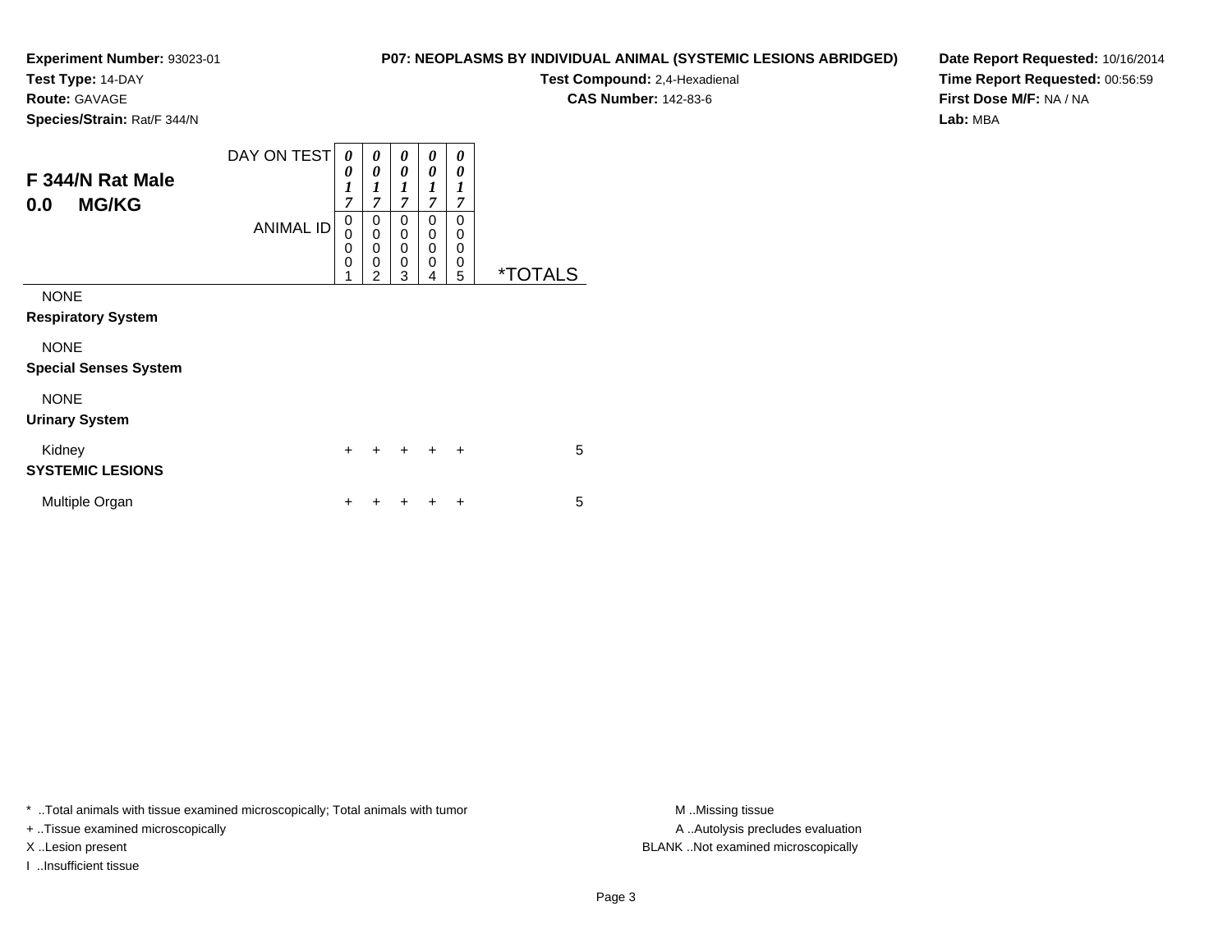**Experiment Number:** 93023-01
**Test Type:** 14-DAY
**Route:** GAVAGE
**Species/Strain:** Rat/F 344/N

**P07: NEOPLASMS BY INDIVIDUAL ANIMAL (SYSTEMIC LESIONS ABRIDGED)**
**Test Compound:** 2,4-Hexadienal
**CAS Number:** 142-83-6

**Date Report Requested:** 10/16/2014
**Time Report Requested:** 00:56:59
**First Dose M/F:** NA / NA
**Lab:** MBA

## F 344/N Rat Male
## 0.0 MG/KG

| DAY ON TEST | 0017 | 0017 | 0017 | 0017 | 0017 | |
|---|---|---|---|---|---|---|
| ANIMAL ID | 00001 | 00002 | 00003 | 00004 | 00005 | *TOTALS |
| NONE | | | | | | |
| **Respiratory System** | | | | | | |
| NONE | | | | | | |
| **Special Senses System** | | | | | | |
| NONE | | | | | | |
| **Urinary System** | | | | | | |
| Kidney | + | + | + | + | + | 5 |
| **SYSTEMIC LESIONS** | | | | | | |
| Multiple Organ | + | + | + | + | + | 5 |

* ..Total animals with tissue examined microscopically; Total animals with tumor
+ ..Tissue examined microscopically
X ..Lesion present
I ..Insufficient tissue

M ..Missing tissue
A ..Autolysis precludes evaluation
BLANK ..Not examined microscopically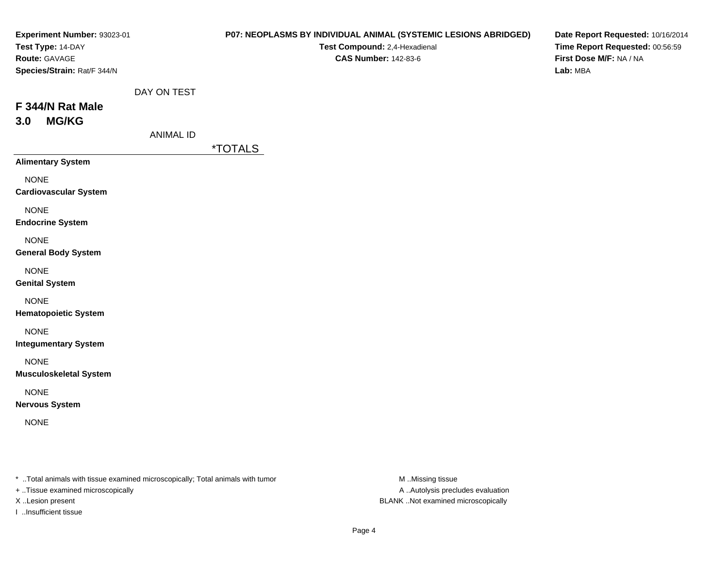**Experiment Number:** 93023-01
**Test Type:** 14-DAY
**Route:** GAVAGE
**Species/Strain:** Rat/F 344/N

**P07: NEOPLASMS BY INDIVIDUAL ANIMAL (SYSTEMIC LESIONS ABRIDGED)**
**Test Compound:** 2,4-Hexadienal
**CAS Number:** 142-83-6

**Date Report Requested:** 10/16/2014
**Time Report Requested:** 00:56:59
**First Dose M/F:** NA / NA
**Lab:** MBA

DAY ON TEST

## F 344/N Rat Male
## 3.0 MG/KG

ANIMAL ID

| | *TOTALS |
|---|---|
| **Alimentary System** | |
| NONE | |
| **Cardiovascular System** | |
| NONE | |
| **Endocrine System** | |
| NONE | |
| **General Body System** | |
| NONE | |
| **Genital System** | |
| NONE | |
| **Hematopoietic System** | |
| NONE | |
| **Integumentary System** | |
| NONE | |
| **Musculoskeletal System** | |
| NONE | |
| **Nervous System** | |
| NONE | |

* ..Total animals with tissue examined microscopically; Total animals with tumor
+ ..Tissue examined microscopically
X ..Lesion present
I ..Insufficient tissue

M ..Missing tissue
A ..Autolysis precludes evaluation
BLANK ..Not examined microscopically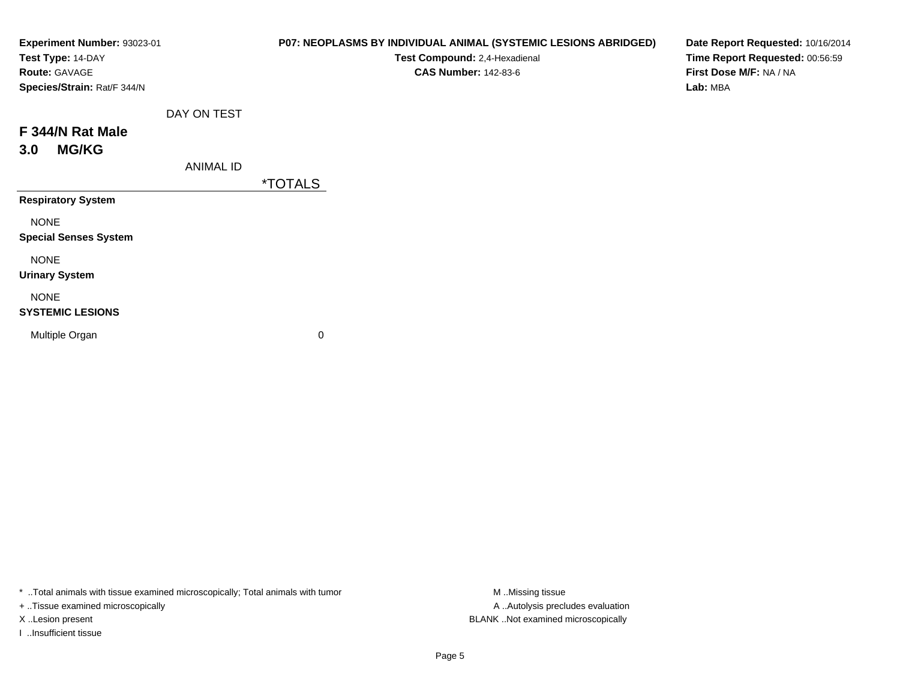**Experiment Number:** 93023-01
**Test Type:** 14-DAY
**Route:** GAVAGE
**Species/Strain:** Rat/F 344/N

**P07: NEOPLASMS BY INDIVIDUAL ANIMAL (SYSTEMIC LESIONS ABRIDGED)**
**Test Compound:** 2,4-Hexadienal
**CAS Number:** 142-83-6

**Date Report Requested:** 10/16/2014
**Time Report Requested:** 00:56:59
**First Dose M/F:** NA / NA
**Lab:** MBA

## F 344/N Rat Male
## 3.0 MG/KG

| DAY ON TEST / ANIMAL ID | *TOTALS |
|---|---|
| **Respiratory System** | |
| NONE | |
| **Special Senses System** | |
| NONE | |
| **Urinary System** | |
| NONE | |
| **SYSTEMIC LESIONS** | |
| Multiple Organ | 0 |

\* ..Total animals with tissue examined microscopically; Total animals with tumor
+ ..Tissue examined microscopically
X ..Lesion present
I ..Insufficient tissue

M ..Missing tissue
A ..Autolysis precludes evaluation
BLANK ..Not examined microscopically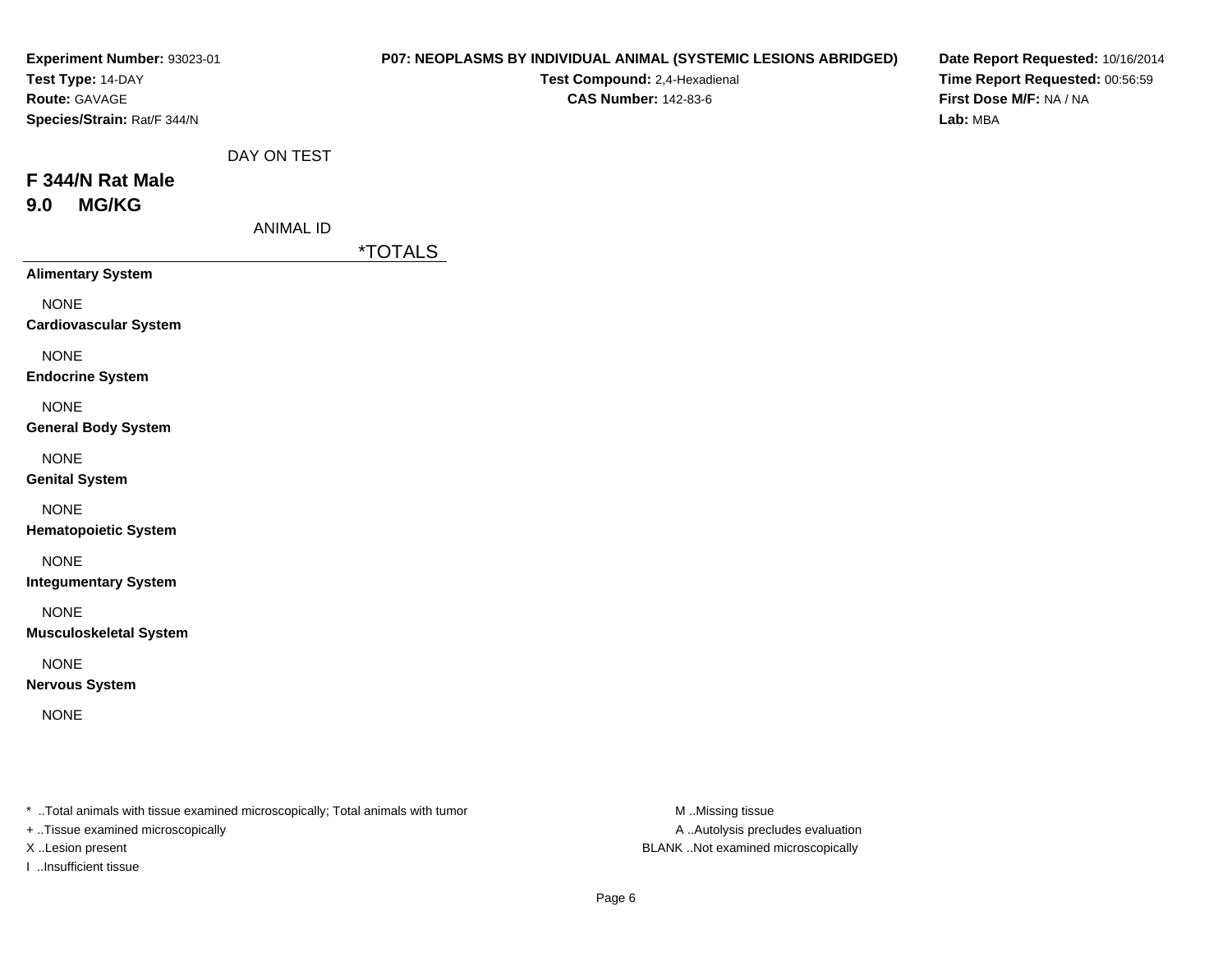**Experiment Number:** 93023-01
**Test Type:** 14-DAY
**Route:** GAVAGE
**Species/Strain:** Rat/F 344/N

**P07: NEOPLASMS BY INDIVIDUAL ANIMAL (SYSTEMIC LESIONS ABRIDGED)**
**Test Compound:** 2,4-Hexadienal
**CAS Number:** 142-83-6

**Date Report Requested:** 10/16/2014
**Time Report Requested:** 00:56:59
**First Dose M/F:** NA / NA
**Lab:** MBA

DAY ON TEST

## F 344/N Rat Male
## 9.0 MG/KG

ANIMAL ID

*TOTALS

**Alimentary System**

NONE

**Cardiovascular System**

NONE

**Endocrine System**

NONE

**General Body System**

NONE

**Genital System**

NONE

**Hematopoietic System**

NONE

**Integumentary System**

NONE

**Musculoskeletal System**

NONE

**Nervous System**

NONE

* ..Total animals with tissue examined microscopically; Total animals with tumor
+ ..Tissue examined microscopically
X ..Lesion present
I ..Insufficient tissue

M ..Missing tissue
A ..Autolysis precludes evaluation
BLANK ..Not examined microscopically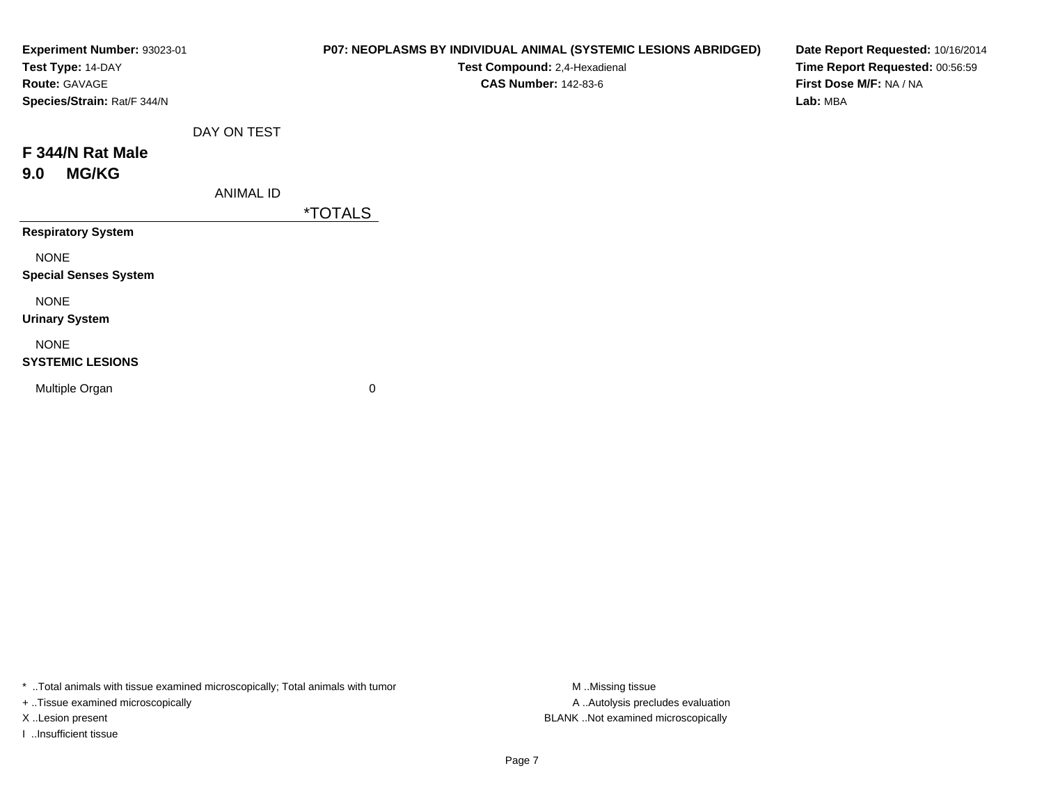**Experiment Number:** 93023-01
**Test Type:** 14-DAY
**Route:** GAVAGE
**Species/Strain:** Rat/F 344/N

**P07: NEOPLASMS BY INDIVIDUAL ANIMAL (SYSTEMIC LESIONS ABRIDGED)**
**Test Compound:** 2,4-Hexadienal
**CAS Number:** 142-83-6

**Date Report Requested:** 10/16/2014
**Time Report Requested:** 00:56:59
**First Dose M/F:** NA / NA
**Lab:** MBA

## F 344/N Rat Male
## 9.0 MG/KG

| DAY ON TEST / ANIMAL ID | *TOTALS |
|---|---|
| **Respiratory System** | |
| NONE | |
| **Special Senses System** | |
| NONE | |
| **Urinary System** | |
| NONE | |
| **SYSTEMIC LESIONS** | |
| Multiple Organ | 0 |

* ..Total animals with tissue examined microscopically; Total animals with tumor
+ ..Tissue examined microscopically
X ..Lesion present
I ..Insufficient tissue

M ..Missing tissue
A ..Autolysis precludes evaluation
BLANK ..Not examined microscopically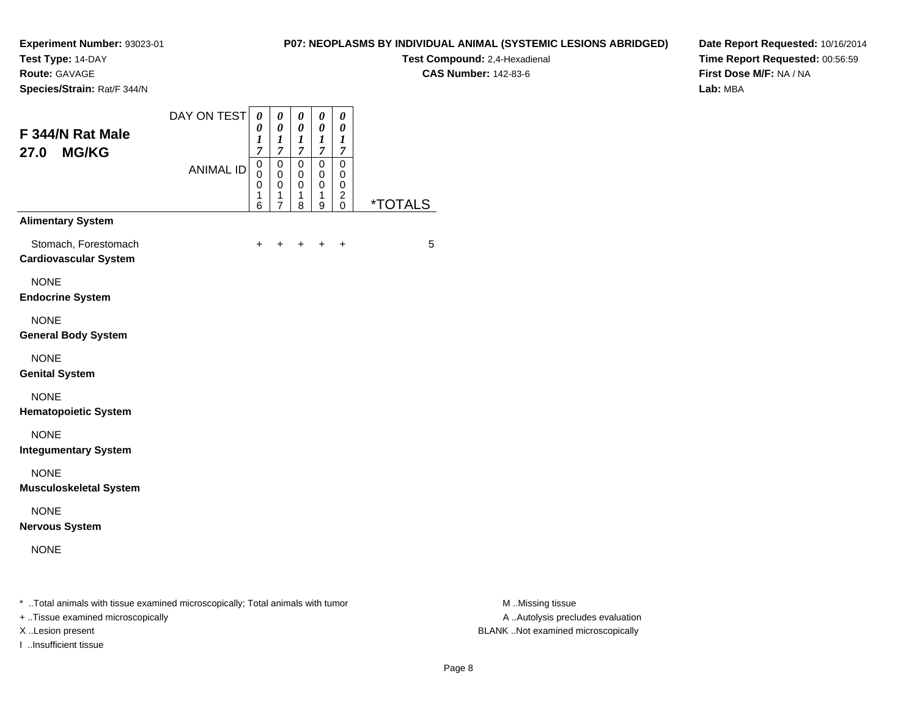**Experiment Number:** 93023-01
**Test Type:** 14-DAY
**Route:** GAVAGE
**Species/Strain:** Rat/F 344/N

**P07: NEOPLASMS BY INDIVIDUAL ANIMAL (SYSTEMIC LESIONS ABRIDGED)**
**Test Compound:** 2,4-Hexadienal
**CAS Number:** 142-83-6

**Date Report Requested:** 10/16/2014
**Time Report Requested:** 00:56:59
**First Dose M/F:** NA / NA
**Lab:** MBA

## F 344/N Rat Male 27.0 MG/KG

| DAY ON TEST | 0017 | 0017 | 0017 | 0017 | 0017 | |
|---|---|---|---|---|---|---|
| ANIMAL ID | 00016 | 00017 | 00018 | 00019 | 00020 | *TOTALS |
| **Alimentary System** | | | | | | |
| Stomach, Forestomach | + | + | + | + | + | 5 |
| **Cardiovascular System** | | | | | | |
| NONE | | | | | | |
| **Endocrine System** | | | | | | |
| NONE | | | | | | |
| **General Body System** | | | | | | |
| NONE | | | | | | |
| **Genital System** | | | | | | |
| NONE | | | | | | |
| **Hematopoietic System** | | | | | | |
| NONE | | | | | | |
| **Integumentary System** | | | | | | |
| NONE | | | | | | |
| **Musculoskeletal System** | | | | | | |
| NONE | | | | | | |
| **Nervous System** | | | | | | |
| NONE | | | | | | |

* ..Total animals with tissue examined microscopically; Total animals with tumor
+ ..Tissue examined microscopically
X ..Lesion present
I ..Insufficient tissue

M ..Missing tissue
A ..Autolysis precludes evaluation
BLANK ..Not examined microscopically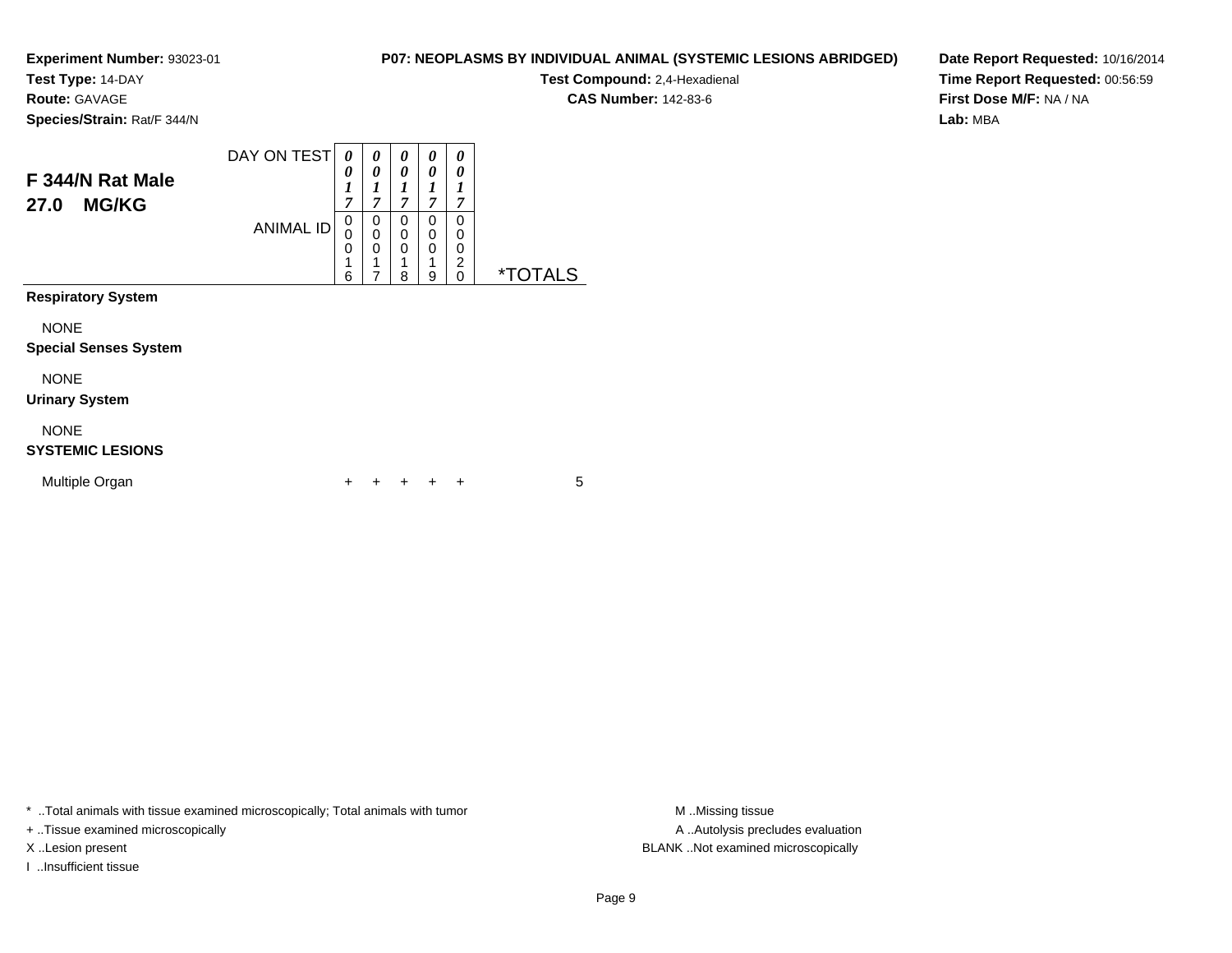**Experiment Number:** 93023-01
**Test Type:** 14-DAY
**Route:** GAVAGE
**Species/Strain:** Rat/F 344/N

**P07: NEOPLASMS BY INDIVIDUAL ANIMAL (SYSTEMIC LESIONS ABRIDGED)**
**Test Compound:** 2,4-Hexadienal
**CAS Number:** 142-83-6

**Date Report Requested:** 10/16/2014
**Time Report Requested:** 00:56:59
**First Dose M/F:** NA / NA
**Lab:** MBA

## F 344/N Rat Male
## 27.0 MG/KG

| | | | | | | |
|---|---|---|---|---|---|---|
| DAY ON TEST | 0017 | 0017 | 0017 | 0017 | 0017 | |
| ANIMAL ID | 00016 | 00017 | 00018 | 00019 | 00020 | *TOTALS |
| **Respiratory System** | | | | | | |
| NONE | | | | | | |
| **Special Senses System** | | | | | | |
| NONE | | | | | | |
| **Urinary System** | | | | | | |
| NONE | | | | | | |
| **SYSTEMIC LESIONS** | | | | | | |
| Multiple Organ | + | + | + | + | + | 5 |

* ..Total animals with tissue examined microscopically; Total animals with tumor
+ ..Tissue examined microscopically
X ..Lesion present
I ..Insufficient tissue

M ..Missing tissue
A ..Autolysis precludes evaluation
BLANK ..Not examined microscopically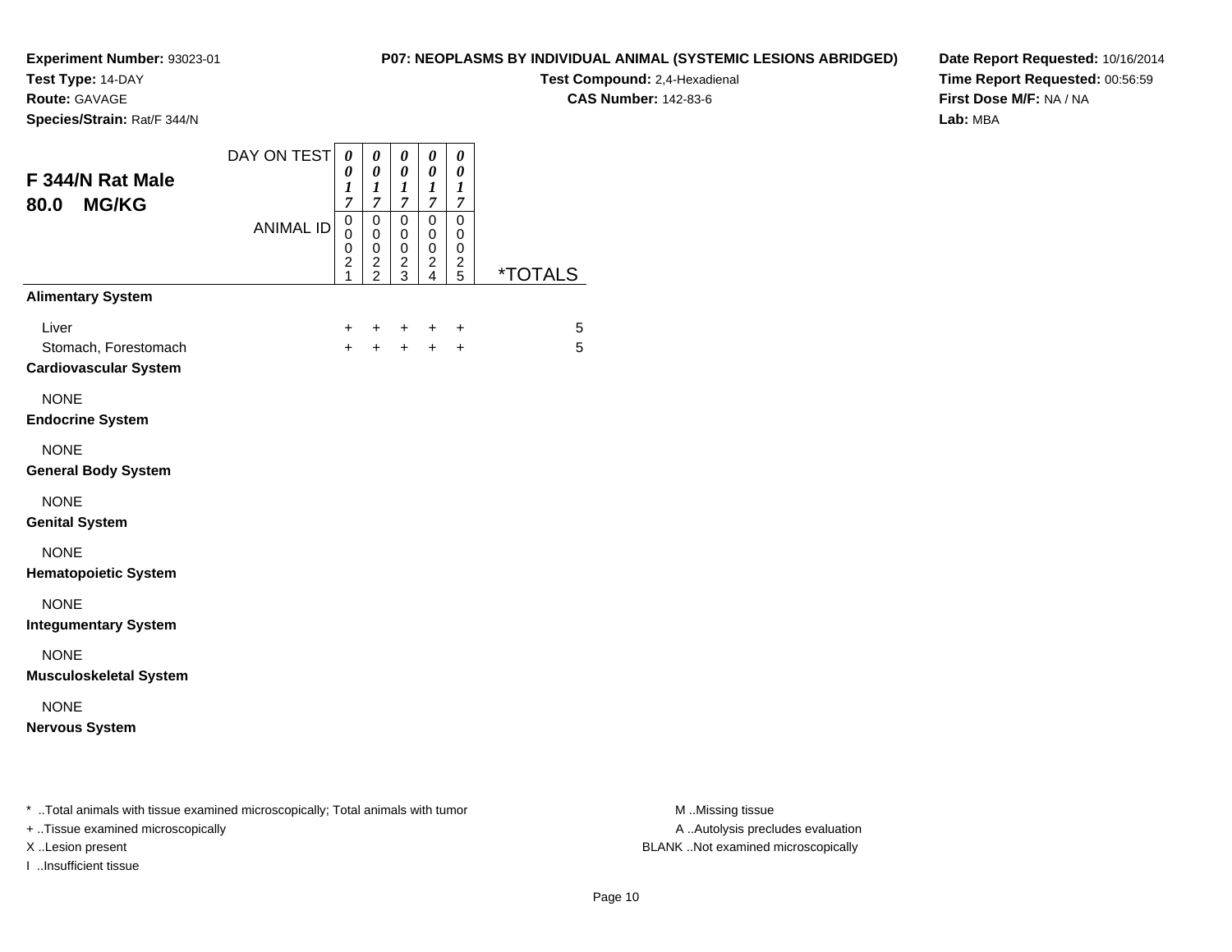**Experiment Number:** 93023-01
**Test Type:** 14-DAY
**Route:** GAVAGE
**Species/Strain:** Rat/F 344/N

**P07: NEOPLASMS BY INDIVIDUAL ANIMAL (SYSTEMIC LESIONS ABRIDGED)**
**Test Compound:** 2,4-Hexadienal
**CAS Number:** 142-83-6

**Date Report Requested:** 10/16/2014
**Time Report Requested:** 00:56:59
**First Dose M/F:** NA / NA
**Lab:** MBA

## F 344/N Rat Male
## 80.0 MG/KG

| DAY ON TEST | 0017 | 0017 | 0017 | 0017 | 0017 | |
|---|---|---|---|---|---|---|
| **ANIMAL ID** | 00021 | 00022 | 00023 | 00024 | 00025 | ***TOTALS** |
| **Alimentary System** | | | | | | |
| Liver | + | + | + | + | + | 5 |
| Stomach, Forestomach | + | + | + | + | + | 5 |
| **Cardiovascular System** | | | | | | |
| NONE | | | | | | |
| **Endocrine System** | | | | | | |
| NONE | | | | | | |
| **General Body System** | | | | | | |
| NONE | | | | | | |
| **Genital System** | | | | | | |
| NONE | | | | | | |
| **Hematopoietic System** | | | | | | |
| NONE | | | | | | |
| **Integumentary System** | | | | | | |
| NONE | | | | | | |
| **Musculoskeletal System** | | | | | | |
| NONE | | | | | | |
| **Nervous System** | | | | | | |

* ..Total animals with tissue examined microscopically; Total animals with tumor
+ ..Tissue examined microscopically
X ..Lesion present
I ..Insufficient tissue

M ..Missing tissue
A ..Autolysis precludes evaluation
BLANK ..Not examined microscopically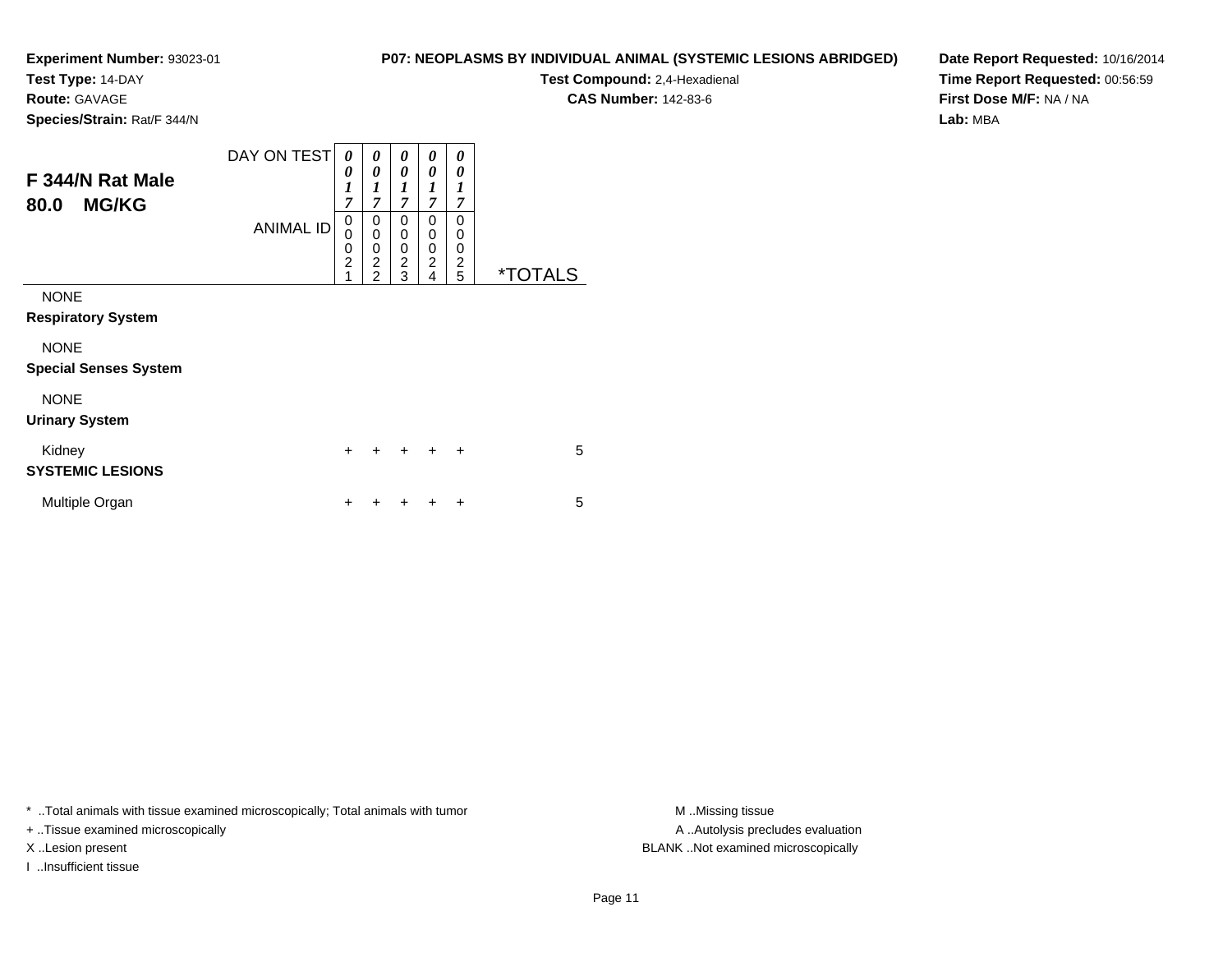**Experiment Number:** 93023-01
**Test Type:** 14-DAY
**Route:** GAVAGE
**Species/Strain:** Rat/F 344/N

**P07: NEOPLASMS BY INDIVIDUAL ANIMAL (SYSTEMIC LESIONS ABRIDGED)**
**Test Compound:** 2,4-Hexadienal
**CAS Number:** 142-83-6

**Date Report Requested:** 10/16/2014
**Time Report Requested:** 00:56:59
**First Dose M/F:** NA / NA
**Lab:** MBA

## F 344/N Rat Male
## 80.0 MG/KG

| DAY ON TEST | 0017 | 0017 | 0017 | 0017 | 0017 | |
|---|---|---|---|---|---|---|
| **ANIMAL ID** | 00021 | 00022 | 00023 | 00024 | 00025 | ***TOTALS** |
| NONE | | | | | | |
| **Respiratory System** | | | | | | |
| NONE | | | | | | |
| **Special Senses System** | | | | | | |
| NONE | | | | | | |
| **Urinary System** | | | | | | |
| Kidney | + | + | + | + | + | 5 |
| **SYSTEMIC LESIONS** | | | | | | |
| Multiple Organ | + | + | + | + | + | 5 |

\* ..Total animals with tissue examined microscopically; Total animals with tumor
+ ..Tissue examined microscopically
X ..Lesion present
I ..Insufficient tissue

M ..Missing tissue
A ..Autolysis precludes evaluation
BLANK ..Not examined microscopically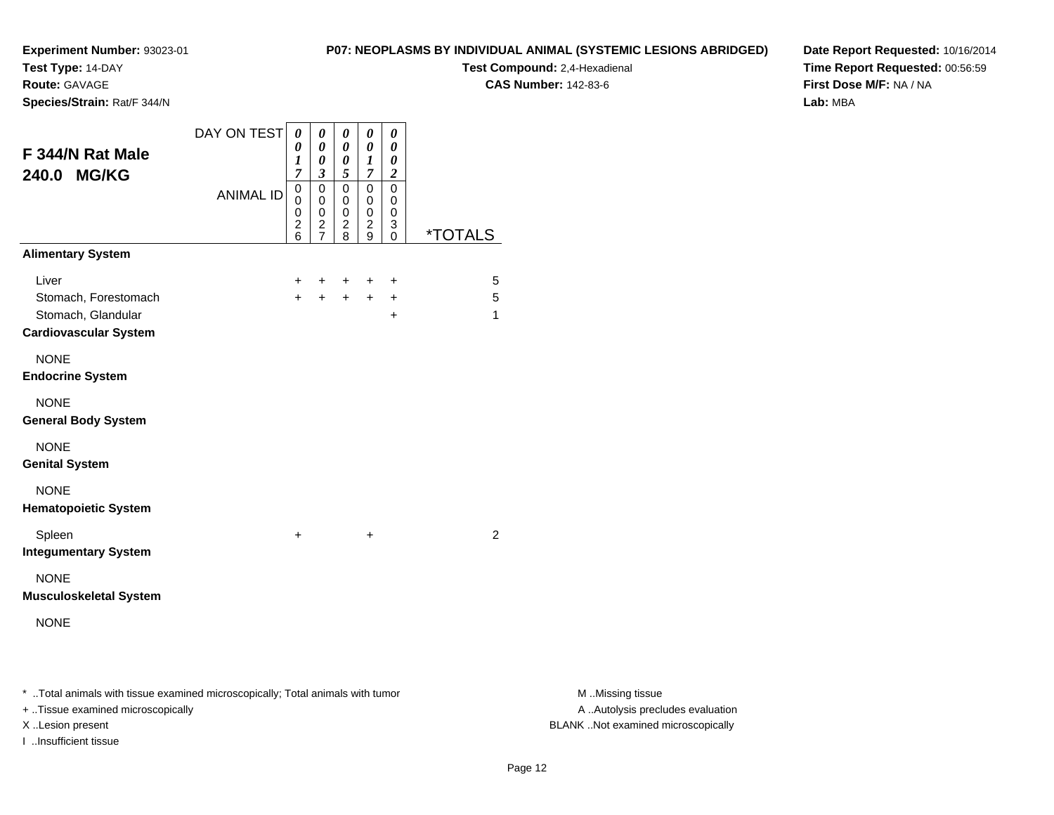**Experiment Number:** 93023-01
**Test Type:** 14-DAY
**Route:** GAVAGE
**Species/Strain:** Rat/F 344/N

**P07: NEOPLASMS BY INDIVIDUAL ANIMAL (SYSTEMIC LESIONS ABRIDGED)**
**Test Compound:** 2,4-Hexadienal
**CAS Number:** 142-83-6

**Date Report Requested:** 10/16/2014
**Time Report Requested:** 00:56:59
**First Dose M/F:** NA / NA
**Lab:** MBA

## F 344/N Rat Male 240.0 MG/KG

| | | | | | | |
|---|---|---|---|---|---|---|
| DAY ON TEST | 0017 | 0003 | 0005 | 0017 | 0002 | |
| ANIMAL ID | 00026 | 00027 | 00028 | 00029 | 00030 | *TOTALS |
| **Alimentary System** | | | | | | |
| Liver | + | + | + | + | + | 5 |
| Stomach, Forestomach | + | + | + | + | + | 5 |
| Stomach, Glandular | | | | | + | 1 |
| **Cardiovascular System** | | | | | | |
| NONE | | | | | | |
| **Endocrine System** | | | | | | |
| NONE | | | | | | |
| **General Body System** | | | | | | |
| NONE | | | | | | |
| **Genital System** | | | | | | |
| NONE | | | | | | |
| **Hematopoietic System** | | | | | | |
| Spleen | + | | | + | | 2 |
| **Integumentary System** | | | | | | |
| NONE | | | | | | |
| **Musculoskeletal System** | | | | | | |
| NONE | | | | | | |

* ..Total animals with tissue examined microscopically; Total animals with tumor
+ ..Tissue examined microscopically
X ..Lesion present
I ..Insufficient tissue

M ..Missing tissue
A ..Autolysis precludes evaluation
BLANK ..Not examined microscopically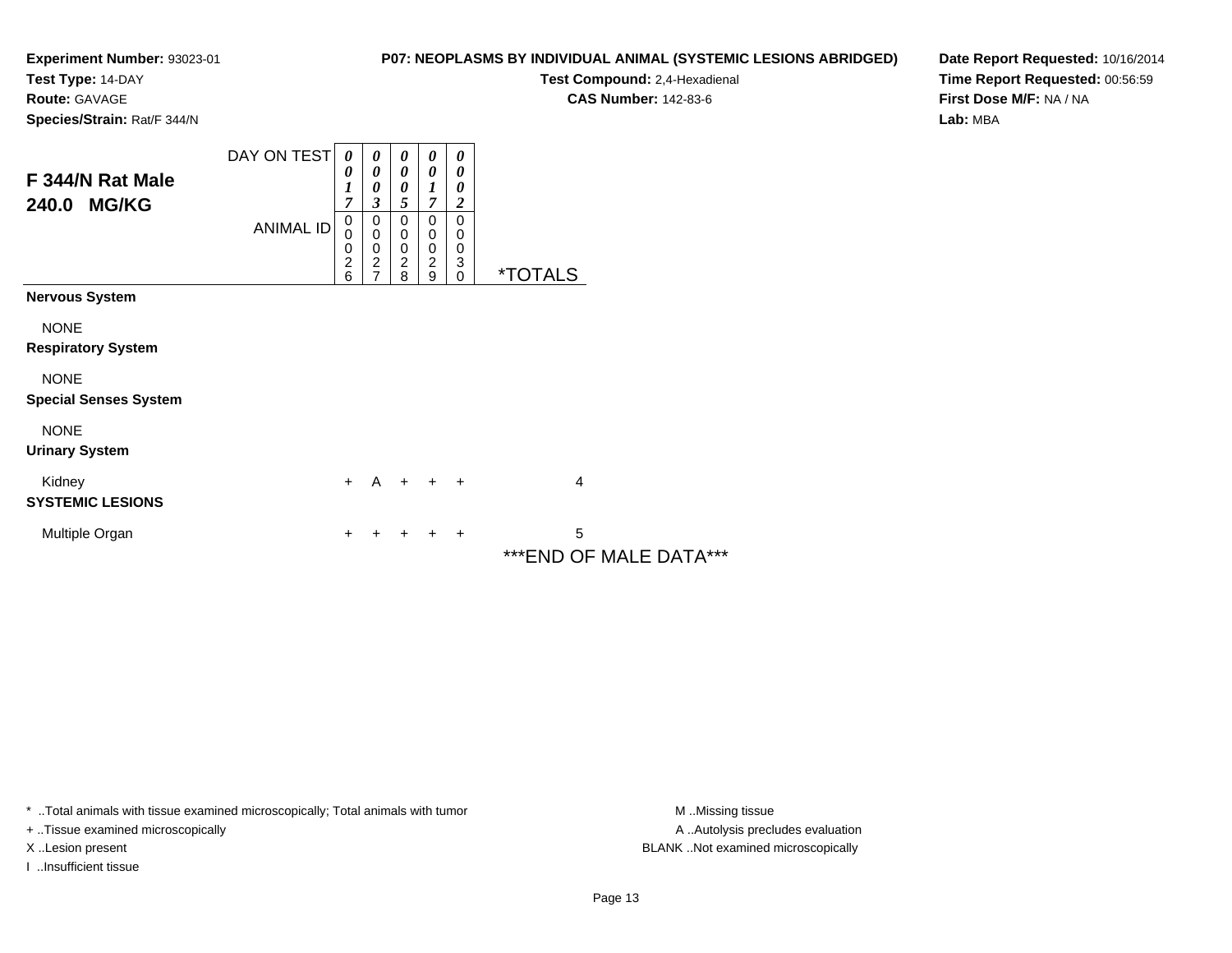**Experiment Number:** 93023-01
**Test Type:** 14-DAY
**Route:** GAVAGE
**Species/Strain:** Rat/F 344/N

**P07: NEOPLASMS BY INDIVIDUAL ANIMAL (SYSTEMIC LESIONS ABRIDGED)**
**Test Compound:** 2,4-Hexadienal
**CAS Number:** 142-83-6

**Date Report Requested:** 10/16/2014
**Time Report Requested:** 00:56:59
**First Dose M/F:** NA / NA
**Lab:** MBA

## F 344/N Rat Male 240.0 MG/KG

| | | | | | | |
|---|---|---|---|---|---|---|
| DAY ON TEST | 0017 | 0003 | 0005 | 0017 | 0002 | |
| ANIMAL ID | 00026 | 00027 | 00028 | 00029 | 00030 | *TOTALS |
| **Nervous System** | | | | | | |
| NONE | | | | | | |
| **Respiratory System** | | | | | | |
| NONE | | | | | | |
| **Special Senses System** | | | | | | |
| NONE | | | | | | |
| **Urinary System** | | | | | | |
| Kidney | + | A | + | + | + | 4 |
| **SYSTEMIC LESIONS** | | | | | | |
| Multiple Organ | + | + | + | + | + | 5 |

***END OF MALE DATA***

* ..Total animals with tissue examined microscopically; Total animals with tumor
+ ..Tissue examined microscopically
X ..Lesion present
I ..Insufficient tissue

M ..Missing tissue
A ..Autolysis precludes evaluation
BLANK ..Not examined microscopically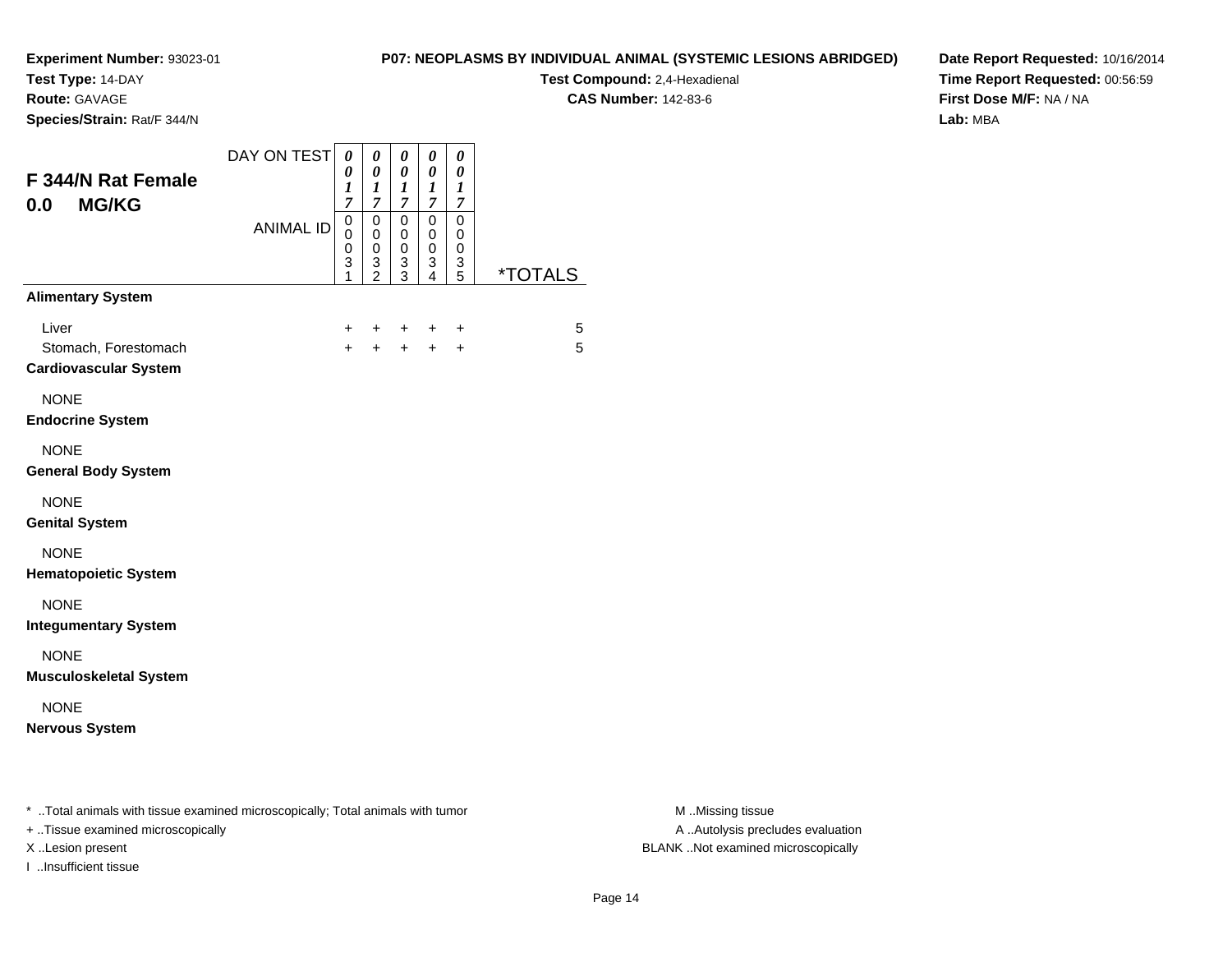**Experiment Number:** 93023-01
**Test Type:** 14-DAY
**Route:** GAVAGE
**Species/Strain:** Rat/F 344/N

**P07: NEOPLASMS BY INDIVIDUAL ANIMAL (SYSTEMIC LESIONS ABRIDGED)**
**Test Compound:** 2,4-Hexadienal
**CAS Number:** 142-83-6

**Date Report Requested:** 10/16/2014
**Time Report Requested:** 00:56:59
**First Dose M/F:** NA / NA
**Lab:** MBA

## F 344/N Rat Female 0.0 MG/KG

| | | | | | | |
|---|---|---|---|---|---|---|
| DAY ON TEST | 0017 | 0017 | 0017 | 0017 | 0017 | |
| ANIMAL ID | 00031 | 00032 | 00033 | 00034 | 00035 | *TOTALS |
| **Alimentary System** | | | | | | |
| Liver | + | + | + | + | + | 5 |
| Stomach, Forestomach | + | + | + | + | + | 5 |
| **Cardiovascular System** | | | | | | |
| NONE | | | | | | |
| **Endocrine System** | | | | | | |
| NONE | | | | | | |
| **General Body System** | | | | | | |
| NONE | | | | | | |
| **Genital System** | | | | | | |
| NONE | | | | | | |
| **Hematopoietic System** | | | | | | |
| NONE | | | | | | |
| **Integumentary System** | | | | | | |
| NONE | | | | | | |
| **Musculoskeletal System** | | | | | | |
| NONE | | | | | | |
| **Nervous System** | | | | | | |

\* ..Total animals with tissue examined microscopically; Total animals with tumor
\+ ..Tissue examined microscopically
X ..Lesion present
I ..Insufficient tissue

M ..Missing tissue
A ..Autolysis precludes evaluation
BLANK ..Not examined microscopically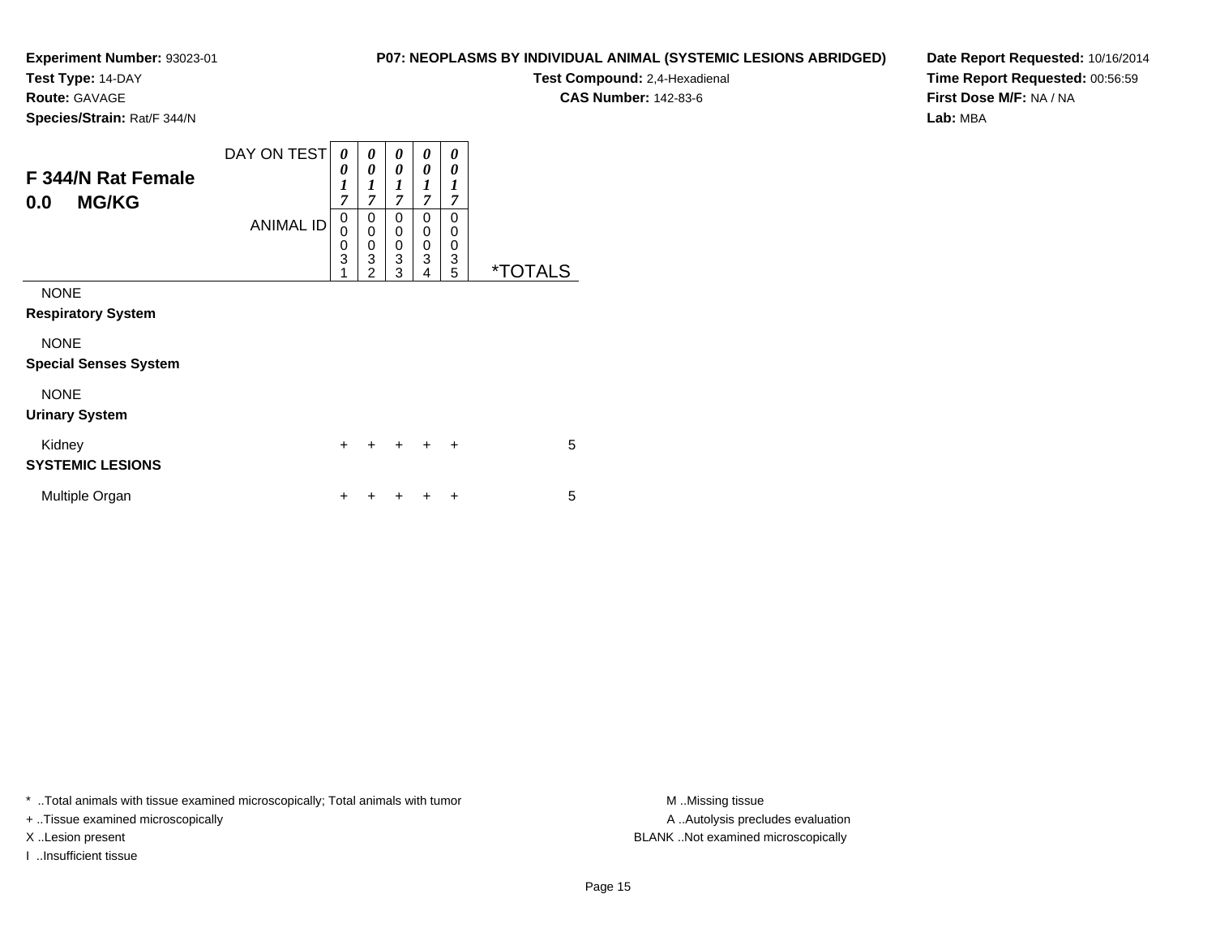**Experiment Number:** 93023-01
**Test Type:** 14-DAY
**Route:** GAVAGE
**Species/Strain:** Rat/F 344/N

**P07: NEOPLASMS BY INDIVIDUAL ANIMAL (SYSTEMIC LESIONS ABRIDGED)**
**Test Compound:** 2,4-Hexadienal
**CAS Number:** 142-83-6

**Date Report Requested:** 10/16/2014
**Time Report Requested:** 00:56:59
**First Dose M/F:** NA / NA
**Lab:** MBA

## F 344/N Rat Female
## 0.0 MG/KG

| | | | | | | |
|---|---|---|---|---|---|---|
| DAY ON TEST | 0017 | 0017 | 0017 | 0017 | 0017 | |
| ANIMAL ID | 00031 | 00032 | 00033 | 00034 | 00035 | *TOTALS |
| NONE | | | | | | |
| **Respiratory System** | | | | | | |
| NONE | | | | | | |
| **Special Senses System** | | | | | | |
| NONE | | | | | | |
| **Urinary System** | | | | | | |
| Kidney | + | + | + | + | + | 5 |
| **SYSTEMIC LESIONS** | | | | | | |
| Multiple Organ | + | + | + | + | + | 5 |

\* ..Total animals with tissue examined microscopically; Total animals with tumor
\+ ..Tissue examined microscopically
X ..Lesion present
I ..Insufficient tissue

M ..Missing tissue
A ..Autolysis precludes evaluation
BLANK ..Not examined microscopically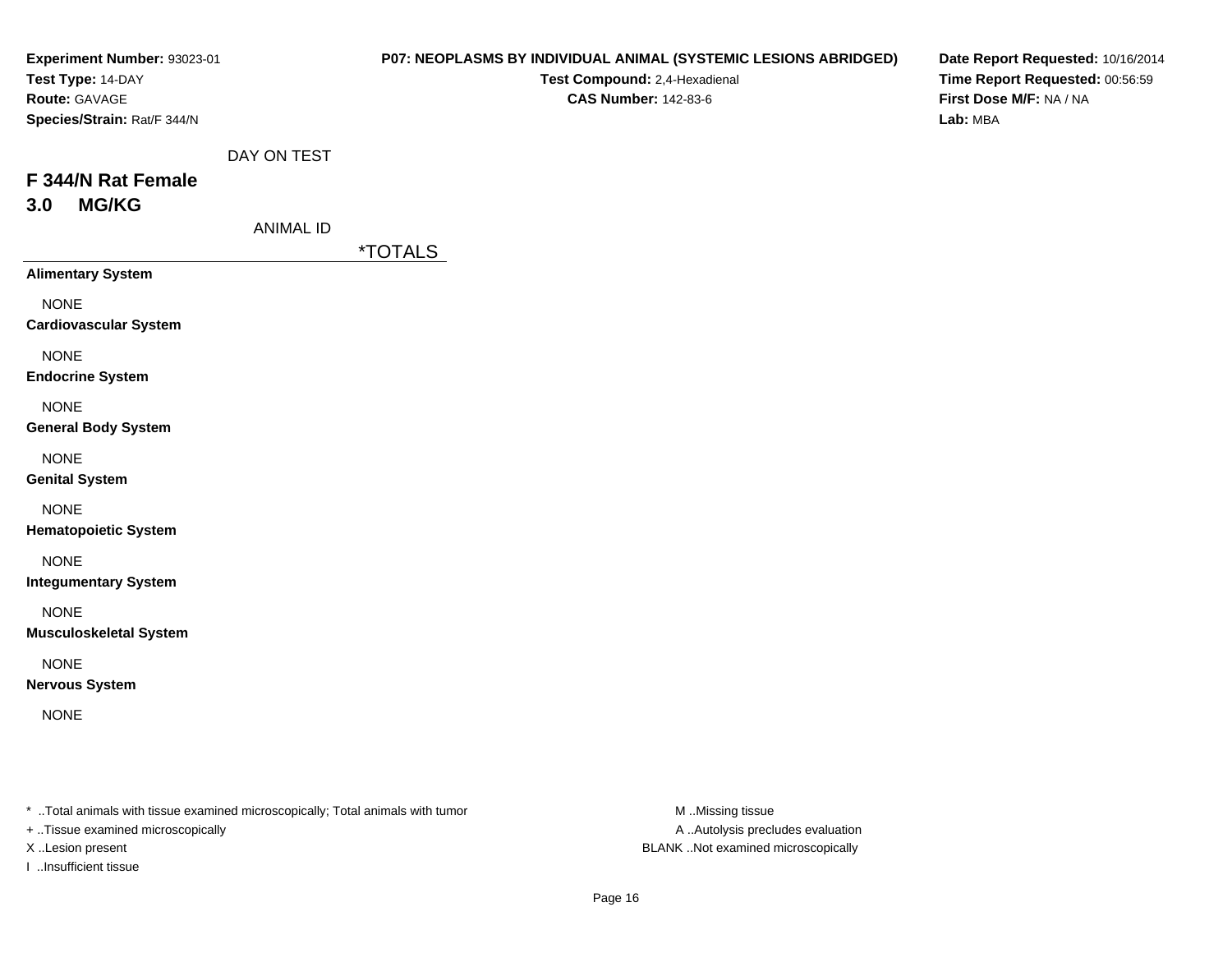**Experiment Number:** 93023-01
**Test Type:** 14-DAY
**Route:** GAVAGE
**Species/Strain:** Rat/F 344/N

**P07: NEOPLASMS BY INDIVIDUAL ANIMAL (SYSTEMIC LESIONS ABRIDGED)**
**Test Compound:** 2,4-Hexadienal
**CAS Number:** 142-83-6

**Date Report Requested:** 10/16/2014
**Time Report Requested:** 00:56:59
**First Dose M/F:** NA / NA
**Lab:** MBA

DAY ON TEST

## F 344/N Rat Female
## 3.0 MG/KG

ANIMAL ID

| | *TOTALS |
|---|---|
| **Alimentary System** | |
| NONE | |
| **Cardiovascular System** | |
| NONE | |
| **Endocrine System** | |
| NONE | |
| **General Body System** | |
| NONE | |
| **Genital System** | |
| NONE | |
| **Hematopoietic System** | |
| NONE | |
| **Integumentary System** | |
| NONE | |
| **Musculoskeletal System** | |
| NONE | |
| **Nervous System** | |
| NONE | |

* ..Total animals with tissue examined microscopically; Total animals with tumor
+ ..Tissue examined microscopically
X ..Lesion present
I ..Insufficient tissue

M ..Missing tissue
A ..Autolysis precludes evaluation
BLANK ..Not examined microscopically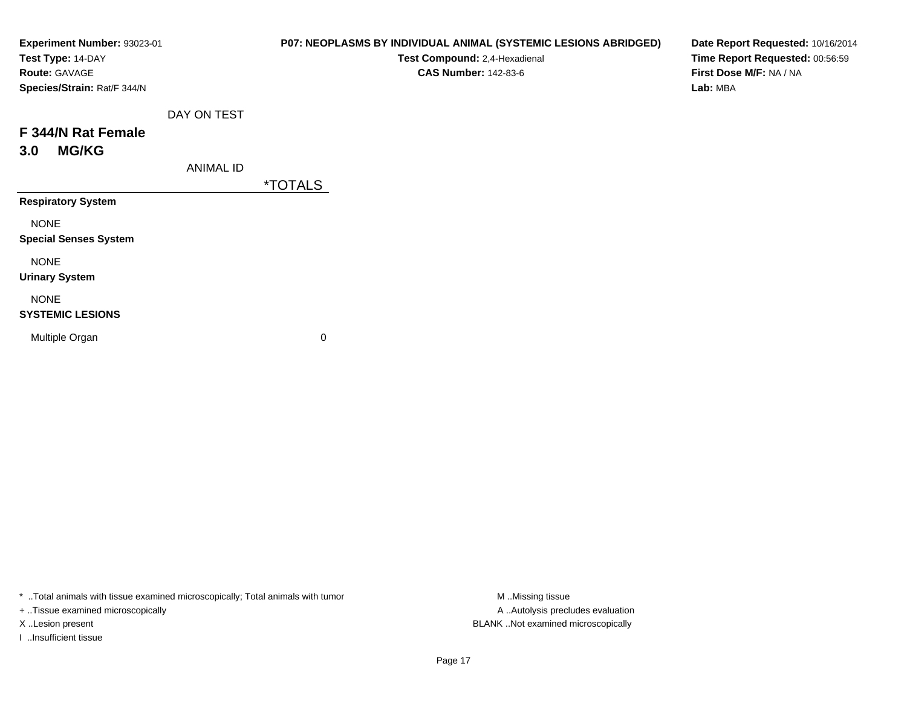**Experiment Number:** 93023-01
**Test Type:** 14-DAY
**Route:** GAVAGE
**Species/Strain:** Rat/F 344/N

**P07: NEOPLASMS BY INDIVIDUAL ANIMAL (SYSTEMIC LESIONS ABRIDGED)**
**Test Compound:** 2,4-Hexadienal
**CAS Number:** 142-83-6

**Date Report Requested:** 10/16/2014
**Time Report Requested:** 00:56:59
**First Dose M/F:** NA / NA
**Lab:** MBA

## F 344/N Rat Female
## 3.0 MG/KG

| DAY ON TEST / ANIMAL ID | *TOTALS |
|---|---|
| **Respiratory System** | |
| NONE | |
| **Special Senses System** | |
| NONE | |
| **Urinary System** | |
| NONE | |
| **SYSTEMIC LESIONS** | |
| Multiple Organ | 0 |

* ..Total animals with tissue examined microscopically; Total animals with tumor
+ ..Tissue examined microscopically
X ..Lesion present
I ..Insufficient tissue

M ..Missing tissue
A ..Autolysis precludes evaluation
BLANK ..Not examined microscopically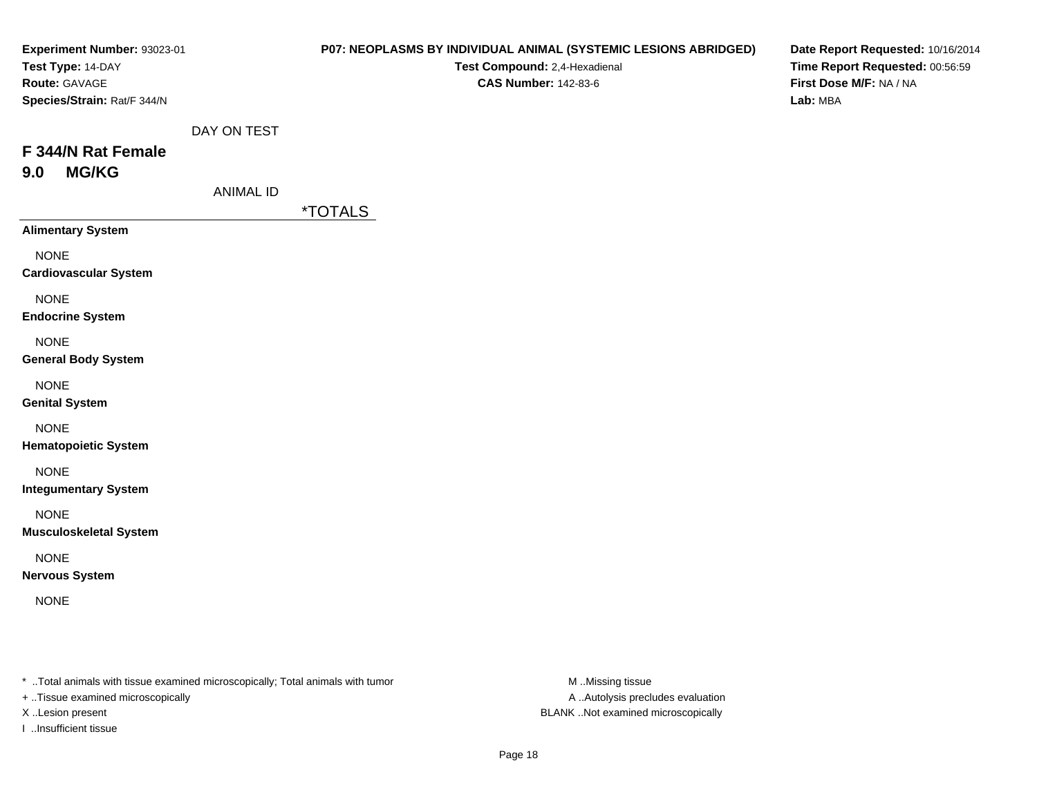**Experiment Number:** 93023-01
**Test Type:** 14-DAY
**Route:** GAVAGE
**Species/Strain:** Rat/F 344/N

**P07: NEOPLASMS BY INDIVIDUAL ANIMAL (SYSTEMIC LESIONS ABRIDGED)**
**Test Compound:** 2,4-Hexadienal
**CAS Number:** 142-83-6

**Date Report Requested:** 10/16/2014
**Time Report Requested:** 00:56:59
**First Dose M/F:** NA / NA
**Lab:** MBA

DAY ON TEST

## F 344/N Rat Female
## 9.0 MG/KG

ANIMAL ID

| | *TOTALS |
|---|---|
| **Alimentary System** | |
| NONE | |
| **Cardiovascular System** | |
| NONE | |
| **Endocrine System** | |
| NONE | |
| **General Body System** | |
| NONE | |
| **Genital System** | |
| NONE | |
| **Hematopoietic System** | |
| NONE | |
| **Integumentary System** | |
| NONE | |
| **Musculoskeletal System** | |
| NONE | |
| **Nervous System** | |
| NONE | |

* ..Total animals with tissue examined microscopically; Total animals with tumor
+ ..Tissue examined microscopically
X ..Lesion present
I ..Insufficient tissue

M ..Missing tissue
A ..Autolysis precludes evaluation
BLANK ..Not examined microscopically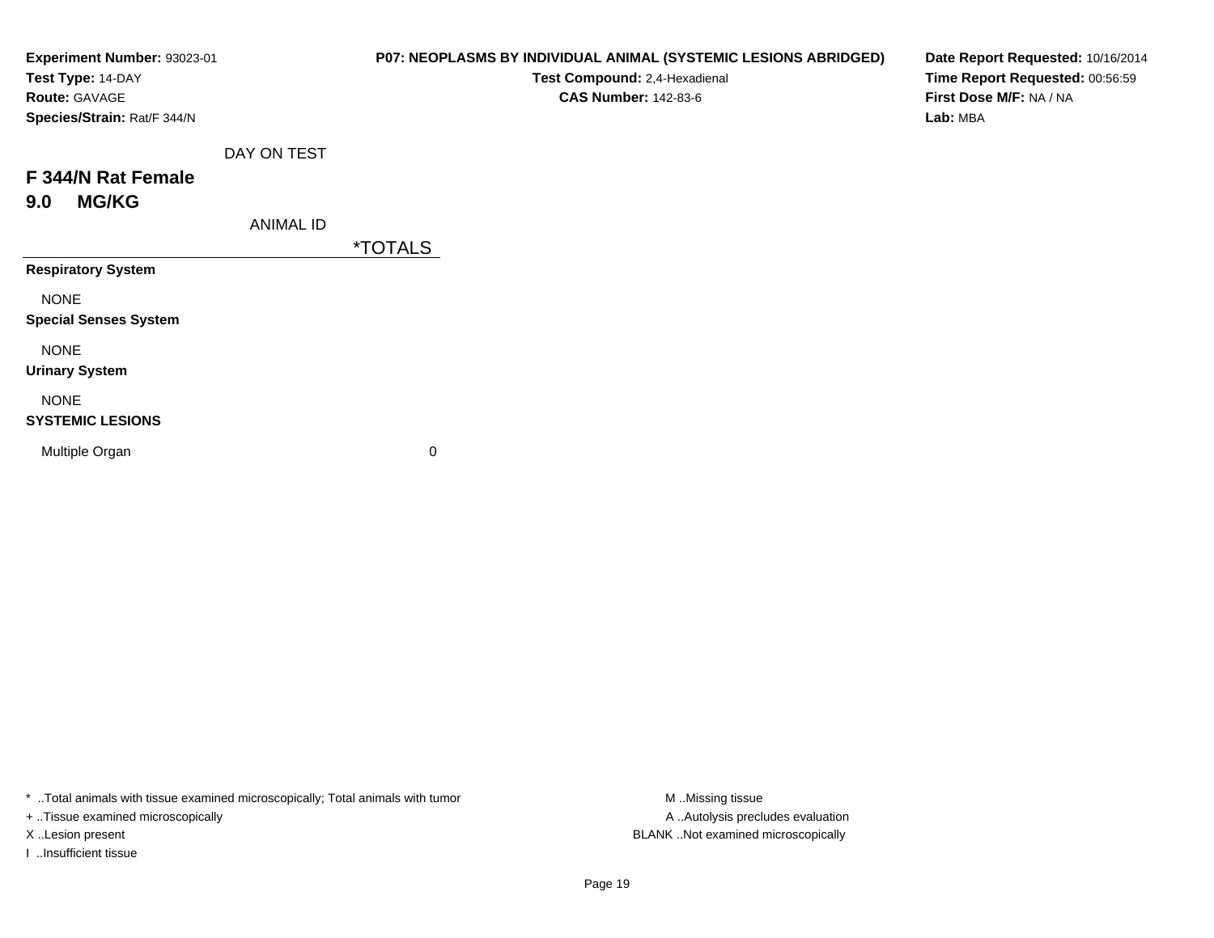**Experiment Number:** 93023-01
**Test Type:** 14-DAY
**Route:** GAVAGE
**Species/Strain:** Rat/F 344/N

**P07: NEOPLASMS BY INDIVIDUAL ANIMAL (SYSTEMIC LESIONS ABRIDGED)**
**Test Compound:** 2,4-Hexadienal
**CAS Number:** 142-83-6

**Date Report Requested:** 10/16/2014
**Time Report Requested:** 00:56:59
**First Dose M/F:** NA / NA
**Lab:** MBA

DAY ON TEST

## F 344/N Rat Female
## 9.0 MG/KG

ANIMAL ID

| | *TOTALS |
|---|---|
| **Respiratory System** | |
| NONE | |
| **Special Senses System** | |
| NONE | |
| **Urinary System** | |
| NONE | |
| **SYSTEMIC LESIONS** | |
| Multiple Organ | 0 |

\* ..Total animals with tissue examined microscopically; Total animals with tumor
+ ..Tissue examined microscopically
X ..Lesion present
I ..Insufficient tissue

M ..Missing tissue
A ..Autolysis precludes evaluation
BLANK ..Not examined microscopically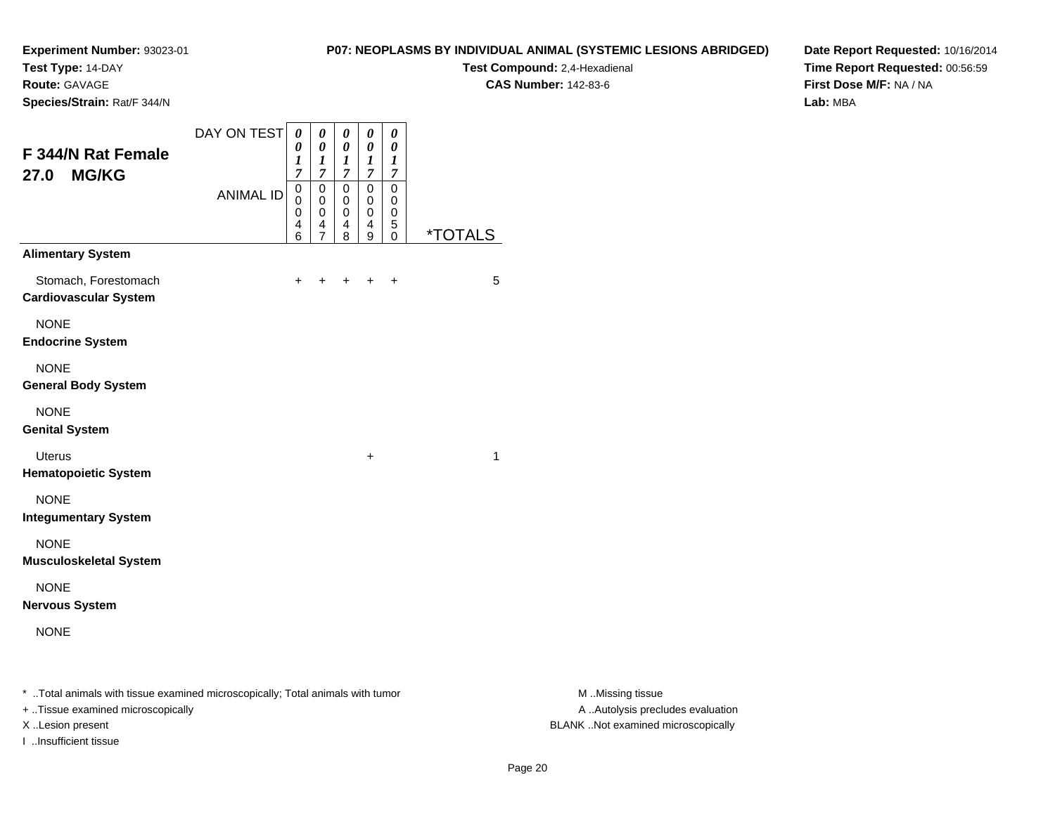**Experiment Number:** 93023-01
**Test Type:** 14-DAY
**Route:** GAVAGE
**Species/Strain:** Rat/F 344/N

**P07: NEOPLASMS BY INDIVIDUAL ANIMAL (SYSTEMIC LESIONS ABRIDGED)**
**Test Compound:** 2,4-Hexadienal
**CAS Number:** 142-83-6

**Date Report Requested:** 10/16/2014
**Time Report Requested:** 00:56:59
**First Dose M/F:** NA / NA
**Lab:** MBA

## F 344/N Rat Female 27.0 MG/KG

| DAY ON TEST | 0017 | 0017 | 0017 | 0017 | 0017 | |
|---|---|---|---|---|---|---|
| **ANIMAL ID** | 00046 | 00047 | 00048 | 00049 | 00050 | ***TOTALS** |
| **Alimentary System** | | | | | | |
| Stomach, Forestomach | + | + | + | + | + | 5 |
| **Cardiovascular System** | | | | | | |
| NONE | | | | | | |
| **Endocrine System** | | | | | | |
| NONE | | | | | | |
| **General Body System** | | | | | | |
| NONE | | | | | | |
| **Genital System** | | | | | | |
| Uterus | | | | + | | 1 |
| **Hematopoietic System** | | | | | | |
| NONE | | | | | | |
| **Integumentary System** | | | | | | |
| NONE | | | | | | |
| **Musculoskeletal System** | | | | | | |
| NONE | | | | | | |
| **Nervous System** | | | | | | |
| NONE | | | | | | |

* ..Total animals with tissue examined microscopically; Total animals with tumor
+ ..Tissue examined microscopically
X ..Lesion present
I ..Insufficient tissue

M ..Missing tissue
A ..Autolysis precludes evaluation
BLANK ..Not examined microscopically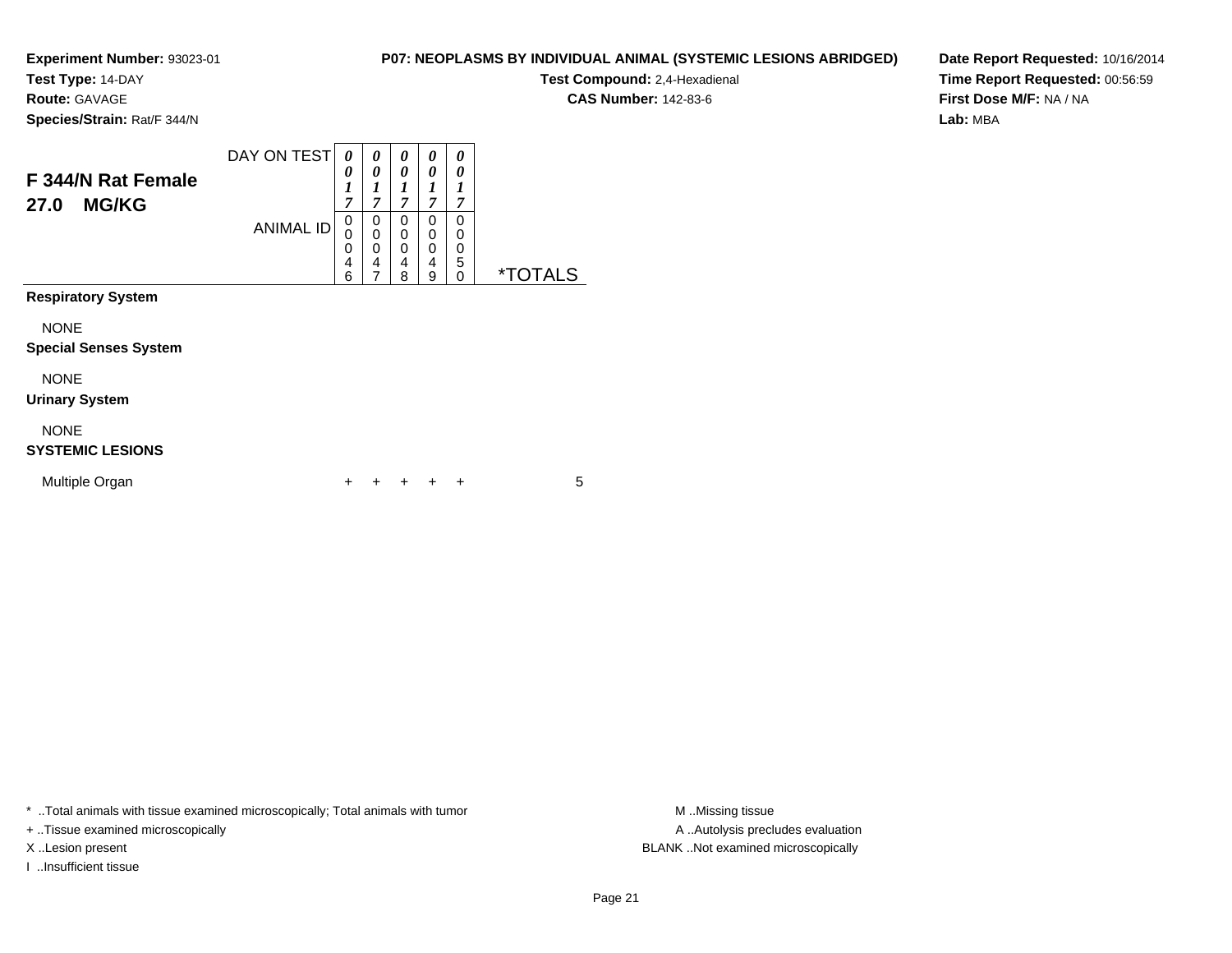**Experiment Number:** 93023-01
**Test Type:** 14-DAY
**Route:** GAVAGE
**Species/Strain:** Rat/F 344/N

**P07: NEOPLASMS BY INDIVIDUAL ANIMAL (SYSTEMIC LESIONS ABRIDGED)**
**Test Compound:** 2,4-Hexadienal
**CAS Number:** 142-83-6

**Date Report Requested:** 10/16/2014
**Time Report Requested:** 00:56:59
**First Dose M/F:** NA / NA
**Lab:** MBA

## F 344/N Rat Female 27.0 MG/KG

| DAY ON TEST | 0017 | 0017 | 0017 | 0017 | 0017 | |
|---|---|---|---|---|---|---|
| ANIMAL ID | 00046 | 00047 | 00048 | 00049 | 00050 | *TOTALS |
| **Respiratory System** | | | | | | |
| NONE | | | | | | |
| **Special Senses System** | | | | | | |
| NONE | | | | | | |
| **Urinary System** | | | | | | |
| NONE | | | | | | |
| **SYSTEMIC LESIONS** | | | | | | |
| Multiple Organ | + | + | + | + | + | 5 |

* ..Total animals with tissue examined microscopically; Total animals with tumor
+ ..Tissue examined microscopically
X ..Lesion present
I ..Insufficient tissue

M ..Missing tissue
A ..Autolysis precludes evaluation
BLANK ..Not examined microscopically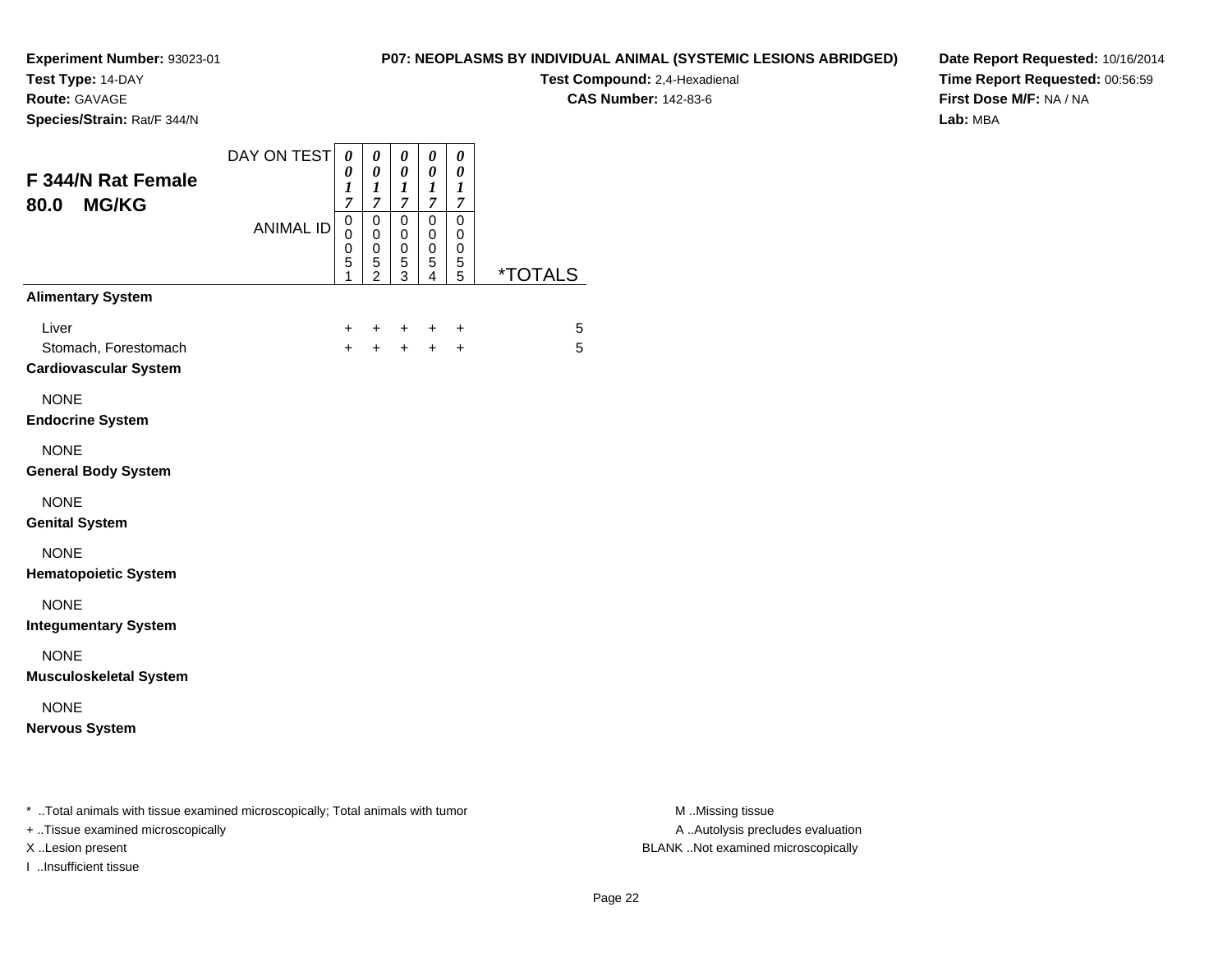**Experiment Number:** 93023-01
**Test Type:** 14-DAY
**Route:** GAVAGE
**Species/Strain:** Rat/F 344/N

**P07: NEOPLASMS BY INDIVIDUAL ANIMAL (SYSTEMIC LESIONS ABRIDGED)**
**Test Compound:** 2,4-Hexadienal
**CAS Number:** 142-83-6

**Date Report Requested:** 10/16/2014
**Time Report Requested:** 00:56:59
**First Dose M/F:** NA / NA
**Lab:** MBA

## F 344/N Rat Female 80.0 MG/KG

| DAY ON TEST | 0017 | 0017 | 0017 | 0017 | 0017 | |
|---|---|---|---|---|---|---|
| ANIMAL ID | 00051 | 00052 | 00053 | 00054 | 00055 | *TOTALS |
| **Alimentary System** | | | | | | |
| Liver | + | + | + | + | + | 5 |
| Stomach, Forestomach | + | + | + | + | + | 5 |
| **Cardiovascular System** | | | | | | |
| NONE | | | | | | |
| **Endocrine System** | | | | | | |
| NONE | | | | | | |
| **General Body System** | | | | | | |
| NONE | | | | | | |
| **Genital System** | | | | | | |
| NONE | | | | | | |
| **Hematopoietic System** | | | | | | |
| NONE | | | | | | |
| **Integumentary System** | | | | | | |
| NONE | | | | | | |
| **Musculoskeletal System** | | | | | | |
| NONE | | | | | | |
| **Nervous System** | | | | | | |

* ..Total animals with tissue examined microscopically; Total animals with tumor
+ ..Tissue examined microscopically
X ..Lesion present
I ..Insufficient tissue

M ..Missing tissue
A ..Autolysis precludes evaluation
BLANK ..Not examined microscopically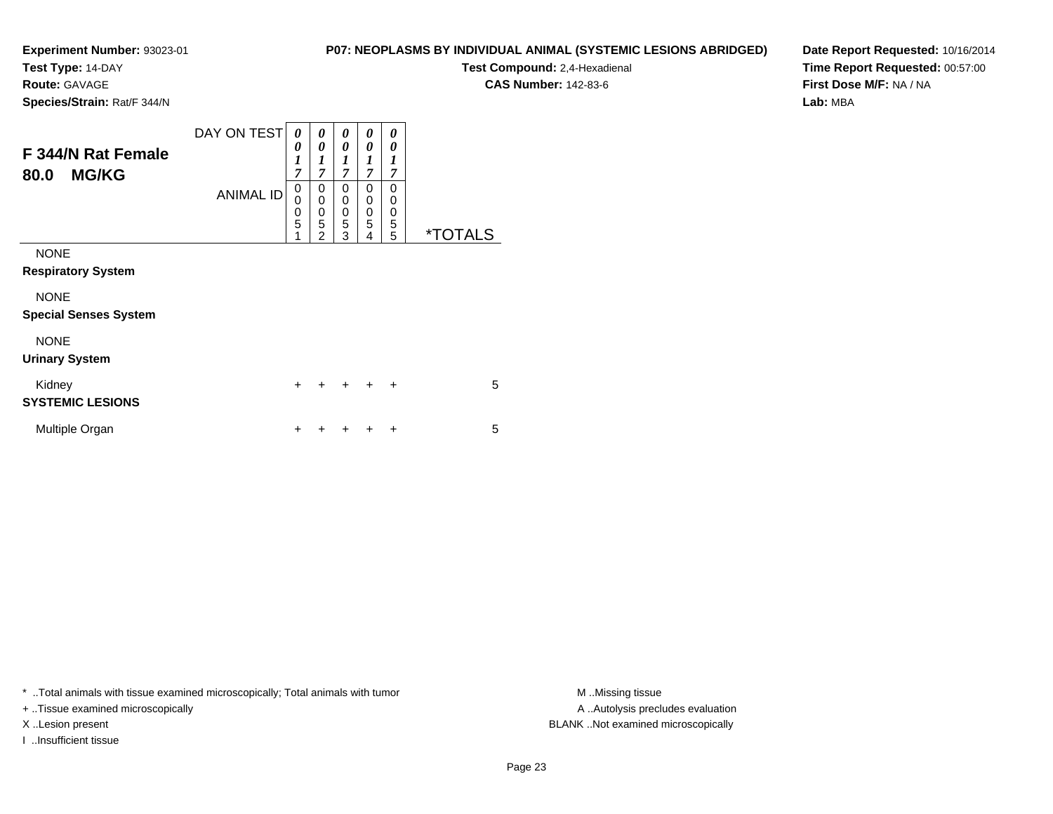**Experiment Number:** 93023-01
**Test Type:** 14-DAY
**Route:** GAVAGE
**Species/Strain:** Rat/F 344/N

**P07: NEOPLASMS BY INDIVIDUAL ANIMAL (SYSTEMIC LESIONS ABRIDGED)**
**Test Compound:** 2,4-Hexadienal
**CAS Number:** 142-83-6

**Date Report Requested:** 10/16/2014
**Time Report Requested:** 00:57:00
**First Dose M/F:** NA / NA
**Lab:** MBA

## F 344/N Rat Female 80.0 MG/KG

| DAY ON TEST | 0017 | 0017 | 0017 | 0017 | 0017 | |
|---|---|---|---|---|---|---|
| **ANIMAL ID** | 00051 | 00052 | 00053 | 00054 | 00055 | ***TOTALS** |
| NONE | | | | | | |
| **Respiratory System** | | | | | | |
| NONE | | | | | | |
| **Special Senses System** | | | | | | |
| NONE | | | | | | |
| **Urinary System** | | | | | | |
| Kidney | + | + | + | + | + | 5 |
| **SYSTEMIC LESIONS** | | | | | | |
| Multiple Organ | + | + | + | + | + | 5 |

* ..Total animals with tissue examined microscopically; Total animals with tumor
+ ..Tissue examined microscopically
X ..Lesion present
I ..Insufficient tissue

M ..Missing tissue
A ..Autolysis precludes evaluation
BLANK ..Not examined microscopically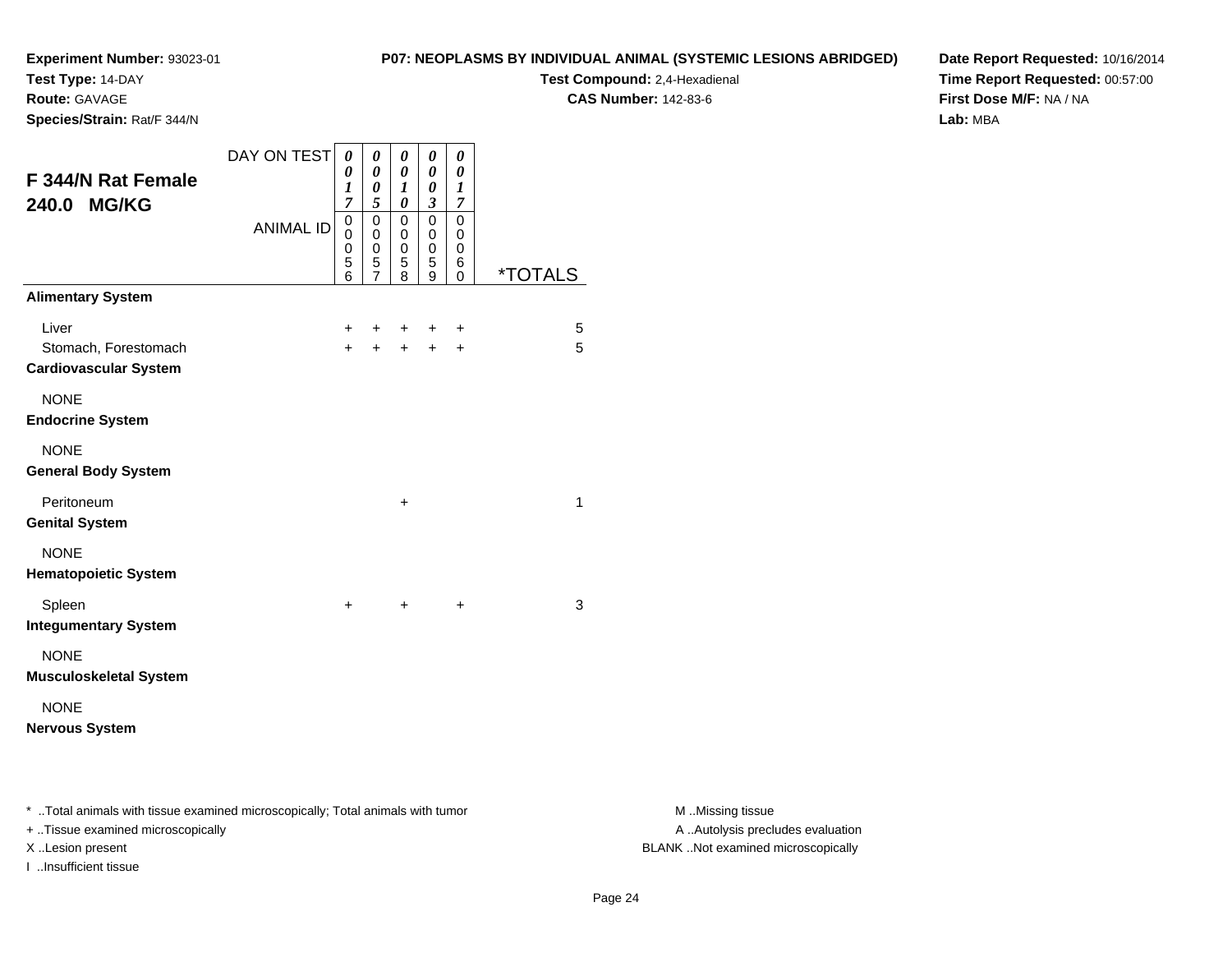**Experiment Number:** 93023-01
**Test Type:** 14-DAY
**Route:** GAVAGE
**Species/Strain:** Rat/F 344/N

**P07: NEOPLASMS BY INDIVIDUAL ANIMAL (SYSTEMIC LESIONS ABRIDGED)**
**Test Compound:** 2,4-Hexadienal
**CAS Number:** 142-83-6

**Date Report Requested:** 10/16/2014
**Time Report Requested:** 00:57:00
**First Dose M/F:** NA / NA
**Lab:** MBA

## F 344/N Rat Female 240.0 MG/KG

| DAY ON TEST | 0017 | 0005 | 0010 | 0003 | 0017 | |
|---|---|---|---|---|---|---|
| ANIMAL ID | 00056 | 00057 | 00058 | 00059 | 00060 | *TOTALS |
| **Alimentary System** | | | | | | |
| Liver | + | + | + | + | + | 5 |
| Stomach, Forestomach | + | + | + | + | + | 5 |
| **Cardiovascular System** | | | | | | |
| NONE | | | | | | |
| **Endocrine System** | | | | | | |
| NONE | | | | | | |
| **General Body System** | | | | | | |
| Peritoneum | | | + | | | 1 |
| **Genital System** | | | | | | |
| NONE | | | | | | |
| **Hematopoietic System** | | | | | | |
| Spleen | + | | + | | + | 3 |
| **Integumentary System** | | | | | | |
| NONE | | | | | | |
| **Musculoskeletal System** | | | | | | |
| NONE | | | | | | |
| **Nervous System** | | | | | | |

\* ..Total animals with tissue examined microscopically; Total animals with tumor
\+ ..Tissue examined microscopically
X ..Lesion present
I ..Insufficient tissue

M ..Missing tissue
A ..Autolysis precludes evaluation
BLANK ..Not examined microscopically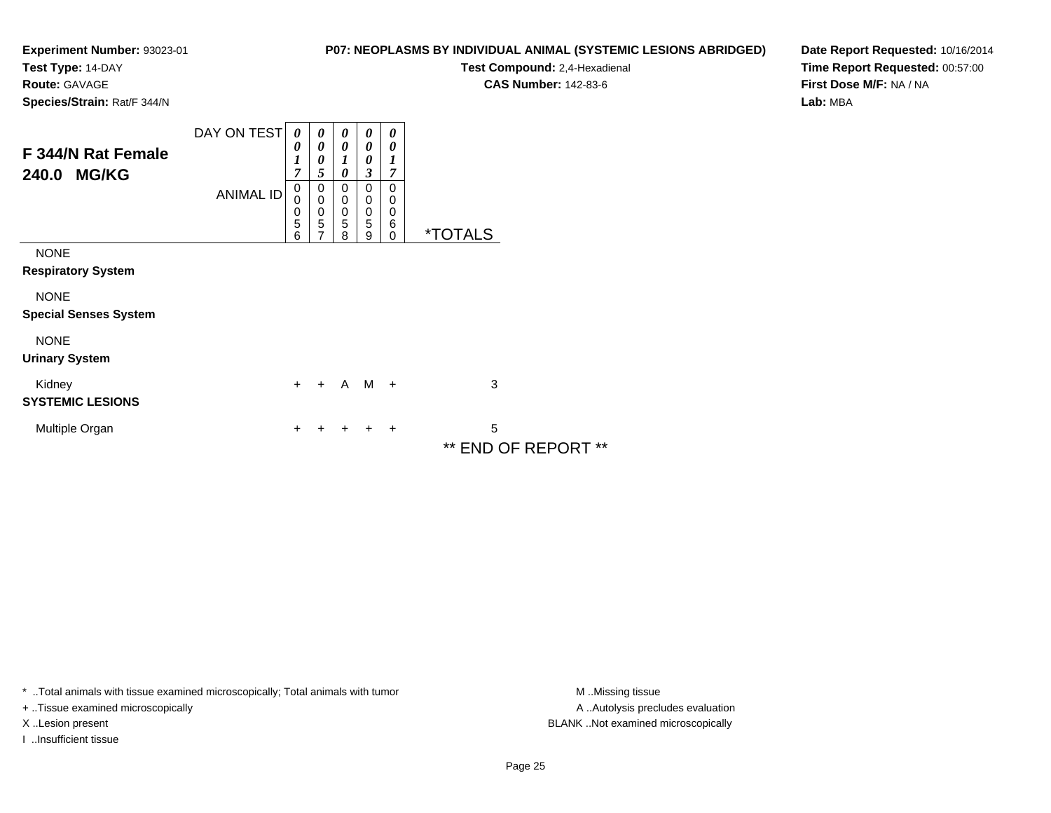**Experiment Number:** 93023-01
**Test Type:** 14-DAY
**Route:** GAVAGE
**Species/Strain:** Rat/F 344/N

**P07: NEOPLASMS BY INDIVIDUAL ANIMAL (SYSTEMIC LESIONS ABRIDGED)**
**Test Compound:** 2,4-Hexadienal
**CAS Number:** 142-83-6

**Date Report Requested:** 10/16/2014
**Time Report Requested:** 00:57:00
**First Dose M/F:** NA / NA
**Lab:** MBA

## F 344/N Rat Female 240.0 MG/KG

| | | | | | | |
|---|---|---|---|---|---|---|
| DAY ON TEST | 0017 | 0005 | 0010 | 0003 | 0017 | |
| ANIMAL ID | 00056 | 00057 | 00058 | 00059 | 00060 | *TOTALS |
| NONE | | | | | | |
| **Respiratory System** | | | | | | |
| NONE | | | | | | |
| **Special Senses System** | | | | | | |
| NONE | | | | | | |
| **Urinary System** | | | | | | |
| Kidney | + | + | A | M | + | 3 |
| **SYSTEMIC LESIONS** | | | | | | |
| Multiple Organ | + | + | + | + | + | 5 |

** END OF REPORT **

* ..Total animals with tissue examined microscopically; Total animals with tumor
+ ..Tissue examined microscopically
X ..Lesion present
I ..Insufficient tissue

M ..Missing tissue
A ..Autolysis precludes evaluation
BLANK ..Not examined microscopically